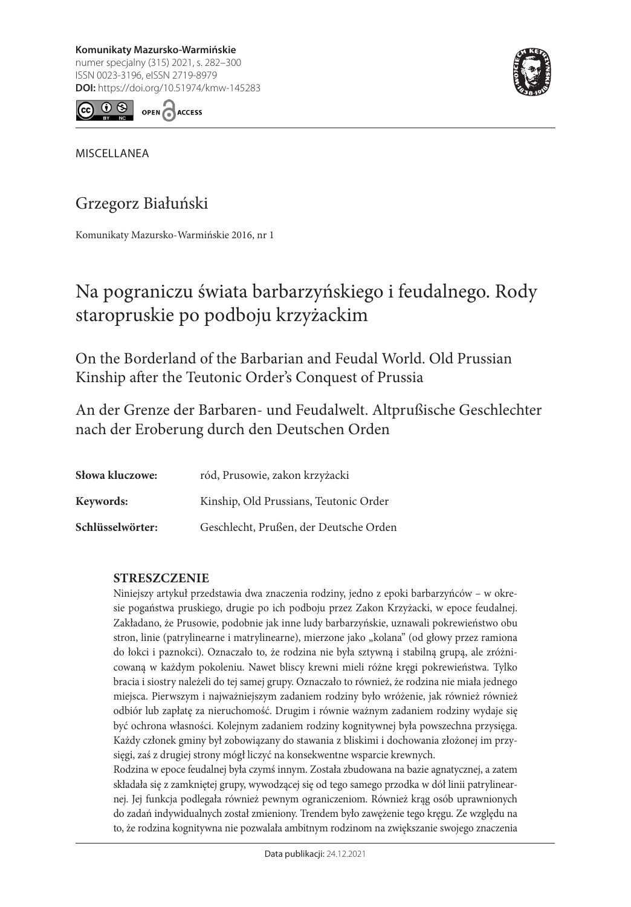Komunikaty Mazursko-Warmińskie
numer specjalny (315) 2021, s. 282–300
ISSN 0023-3196, eISSN 2719-8979
**DOI:** https://doi.org/10.51974/kmw-145283

OPEN ACCESS

MISCELLANEA

## Grzegorz Białuński

Komunikaty Mazursko-Warmińskie 2016, nr 1

# Na pograniczu świata barbarzyńskiego i feudalnego. Rody staropruskie po podboju krzyżackim

## On the Borderland of the Barbarian and Feudal World. Old Prussian Kinship after the Teutonic Order's Conquest of Prussia

## An der Grenze der Barbaren- und Feudalwelt. Altprußische Geschlechter nach der Eroberung durch den Deutschen Orden

**Słowa kluczowe:** ród, Prusowie, zakon krzyżacki

**Keywords:** Kinship, Old Prussians, Teutonic Order

**Schlüsselwörter:** Geschlecht, Prußen, der Deutsche Orden

### STRESZCZENIE

Niniejszy artykuł przedstawia dwa znaczenia rodziny, jedno z epoki barbarzyńców – w okresie pogaństwa pruskiego, drugie po ich podboju przez Zakon Krzyżacki, w epoce feudalnej. Zakładano, że Prusowie, podobnie jak inne ludy barbarzyńskie, uznawali pokrewieństwo obu stron, linie (patrylinearne i matrylinearne), mierzone jako „kolana" (od głowy przez ramiona do łokci i paznokci). Oznaczało to, że rodzina nie była sztywną i stabilną grupą, ale zróżnicowaną w każdym pokoleniu. Nawet bliscy krewni mieli różne kręgi pokrewieństwa. Tylko bracia i siostry należeli do tej samej grupy. Oznaczało to również, że rodzina nie miała jednego miejsca. Pierwszym i najważniejszym zadaniem rodziny było wróżenie, jak również również odbiór lub zapłatę za nieruchomość. Drugim i równie ważnym zadaniem rodziny wydaje się być ochrona własności. Kolejnym zadaniem rodziny kognitywnej była powszechna przysięga. Każdy członek gminy był zobowiązany do stawania z bliskimi i dochowania złożonej im przysięgi, zaś z drugiej strony mógł liczyć na konsekwentne wsparcie krewnych.

Rodzina w epoce feudalnej była czymś innym. Została zbudowana na bazie agnatycznej, a zatem składała się z zamkniętej grupy, wywodzącej się od tego samego przodka w dół linii patrylinearnej. Jej funkcja podlegała również pewnym ograniczeniom. Również krąg osób uprawnionych do zadań indywidualnych został zmieniony. Trendem było zawężenie tego kręgu. Ze względu na to, że rodzina kognitywna nie pozwalała ambitnym rodzinom na zwiększanie swojego znaczenia

Data publikacji: 24.12.2021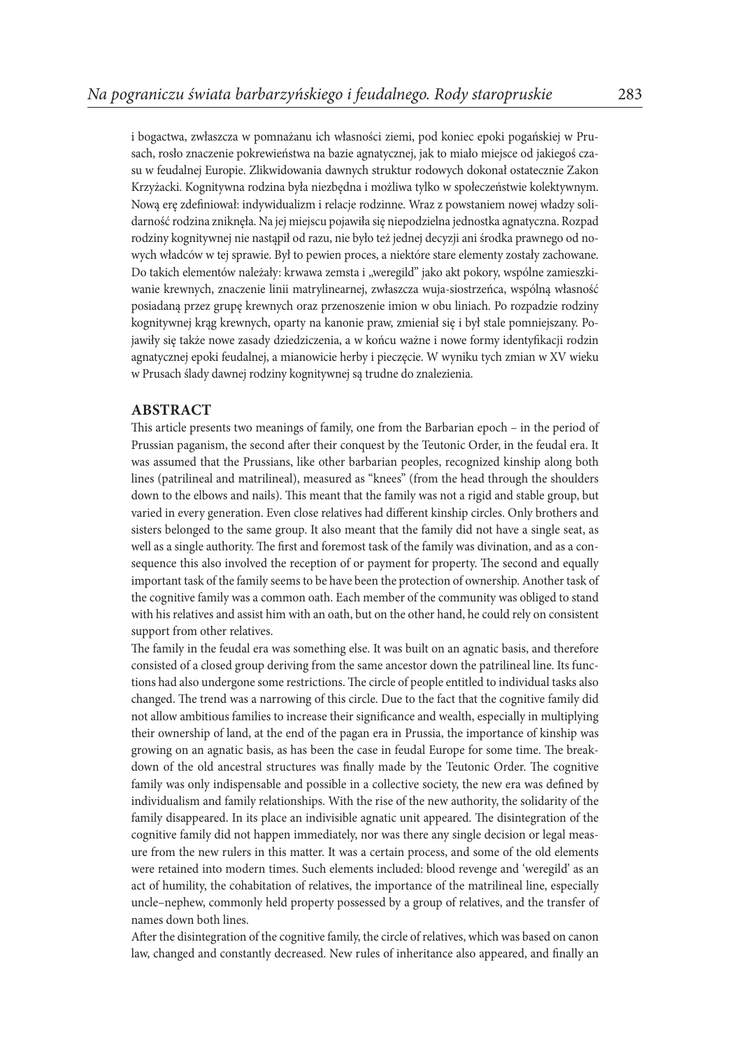i bogactwa, zwłaszcza w pomnażanu ich własności ziemi, pod koniec epoki pogańskiej w Prusach, rosło znaczenie pokrewieństwa na bazie agnatycznej, jak to miało miejsce od jakiegoś czasu w feudalnej Europie. Zlikwidowania dawnych struktur rodowych dokonał ostatecznie Zakon Krzyżacki. Kognitywna rodzina była niezbędna i możliwa tylko w społeczeństwie kolektywnym. Nową erę zdefiniował: indywidualizm i relacje rodzinne. Wraz z powstaniem nowej władzy solidarność rodzina zniknęła. Na jej miejscu pojawiła się niepodzielna jednostka agnatyczna. Rozpad rodziny kognitywnej nie nastąpił od razu, nie było też jednej decyzji ani środka prawnego od nowych władców w tej sprawie. Był to pewien proces, a niektóre stare elementy zostały zachowane. Do takich elementów należały: krwawa zemsta i „weregild" jako akt pokory, wspólne zamieszkiwanie krewnych, znaczenie linii matrylinearnej, zwłaszcza wuja-siostrzeńca, wspólną własność posiadaną przez grupę krewnych oraz przenoszenie imion w obu liniach. Po rozpadzie rodziny kognitywnej krąg krewnych, oparty na kanonie praw, zmieniał się i był stale pomniejszany. Pojawiły się także nowe zasady dziedziczenia, a w końcu ważne i nowe formy identyfikacji rodzin agnatycznej epoki feudalnej, a mianowicie herby i pieczęcie. W wyniku tych zmian w XV wieku w Prusach ślady dawnej rodziny kognitywnej są trudne do znalezienia.

## ABSTRACT

This article presents two meanings of family, one from the Barbarian epoch – in the period of Prussian paganism, the second after their conquest by the Teutonic Order, in the feudal era. It was assumed that the Prussians, like other barbarian peoples, recognized kinship along both lines (patrilineal and matrilineal), measured as "knees" (from the head through the shoulders down to the elbows and nails). This meant that the family was not a rigid and stable group, but varied in every generation. Even close relatives had different kinship circles. Only brothers and sisters belonged to the same group. It also meant that the family did not have a single seat, as well as a single authority. The first and foremost task of the family was divination, and as a consequence this also involved the reception of or payment for property. The second and equally important task of the family seems to be have been the protection of ownership. Another task of the cognitive family was a common oath. Each member of the community was obliged to stand with his relatives and assist him with an oath, but on the other hand, he could rely on consistent support from other relatives.

The family in the feudal era was something else. It was built on an agnatic basis, and therefore consisted of a closed group deriving from the same ancestor down the patrilineal line. Its functions had also undergone some restrictions. The circle of people entitled to individual tasks also changed. The trend was a narrowing of this circle. Due to the fact that the cognitive family did not allow ambitious families to increase their significance and wealth, especially in multiplying their ownership of land, at the end of the pagan era in Prussia, the importance of kinship was growing on an agnatic basis, as has been the case in feudal Europe for some time. The breakdown of the old ancestral structures was finally made by the Teutonic Order. The cognitive family was only indispensable and possible in a collective society, the new era was defined by individualism and family relationships. With the rise of the new authority, the solidarity of the family disappeared. In its place an indivisible agnatic unit appeared. The disintegration of the cognitive family did not happen immediately, nor was there any single decision or legal measure from the new rulers in this matter. It was a certain process, and some of the old elements were retained into modern times. Such elements included: blood revenge and 'weregild' as an act of humility, the cohabitation of relatives, the importance of the matrilineal line, especially uncle–nephew, commonly held property possessed by a group of relatives, and the transfer of names down both lines.

After the disintegration of the cognitive family, the circle of relatives, which was based on canon law, changed and constantly decreased. New rules of inheritance also appeared, and finally an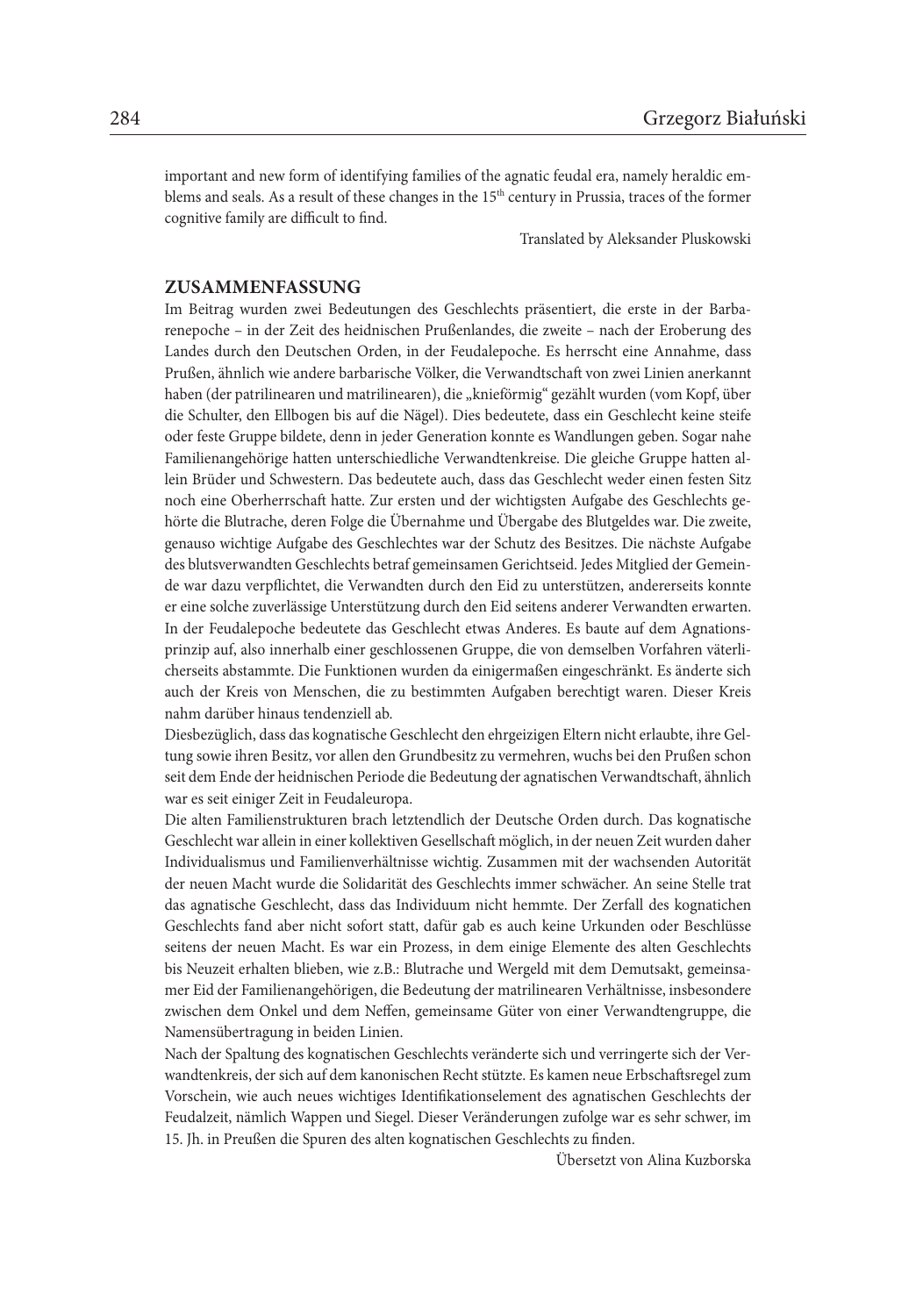important and new form of identifying families of the agnatic feudal era, namely heraldic emblems and seals. As a result of these changes in the 15th century in Prussia, traces of the former cognitive family are difficult to find.

Translated by Aleksander Pluskowski

## ZUSAMMENFASSUNG

Im Beitrag wurden zwei Bedeutungen des Geschlechts präsentiert, die erste in der Barbarenepoche – in der Zeit des heidnischen Prußenlandes, die zweite – nach der Eroberung des Landes durch den Deutschen Orden, in der Feudalepoche. Es herrscht eine Annahme, dass Prußen, ähnlich wie andere barbarische Völker, die Verwandtschaft von zwei Linien anerkannt haben (der patrilinearen und matrilinearen), die „knieförmig" gezählt wurden (vom Kopf, über die Schulter, den Ellbogen bis auf die Nägel). Dies bedeutete, dass ein Geschlecht keine steife oder feste Gruppe bildete, denn in jeder Generation konnte es Wandlungen geben. Sogar nahe Familienangehörige hatten unterschiedliche Verwandtenkreise. Die gleiche Gruppe hatten allein Brüder und Schwestern. Das bedeutete auch, dass das Geschlecht weder einen festen Sitz noch eine Oberherrschaft hatte. Zur ersten und der wichtigsten Aufgabe des Geschlechts gehörte die Blutrache, deren Folge die Übernahme und Übergabe des Blutgeldes war. Die zweite, genauso wichtige Aufgabe des Geschlechtes war der Schutz des Besitzes. Die nächste Aufgabe des blutsverwandten Geschlechts betraf gemeinsamen Gerichtseid. Jedes Mitglied der Gemeinde war dazu verpflichtet, die Verwandten durch den Eid zu unterstützen, andererseits konnte er eine solche zuverlässige Unterstützung durch den Eid seitens anderer Verwandten erwarten. In der Feudalepoche bedeutete das Geschlecht etwas Anderes. Es baute auf dem Agnationsprinzip auf, also innerhalb einer geschlossenen Gruppe, die von demselben Vorfahren väterlicherseits abstammte. Die Funktionen wurden da einigermaßen eingeschränkt. Es änderte sich auch der Kreis von Menschen, die zu bestimmten Aufgaben berechtigt waren. Dieser Kreis nahm darüber hinaus tendenziell ab.

Diesbezüglich, dass das kognatische Geschlecht den ehrgeizigen Eltern nicht erlaubte, ihre Geltung sowie ihren Besitz, vor allen den Grundbesitz zu vermehren, wuchs bei den Prußen schon seit dem Ende der heidnischen Periode die Bedeutung der agnatischen Verwandtschaft, ähnlich war es seit einiger Zeit in Feudaleuropa.

Die alten Familienstrukturen brach letztendlich der Deutsche Orden durch. Das kognatische Geschlecht war allein in einer kollektiven Gesellschaft möglich, in der neuen Zeit wurden daher Individualismus und Familienverhältnisse wichtig. Zusammen mit der wachsenden Autorität der neuen Macht wurde die Solidarität des Geschlechts immer schwächer. An seine Stelle trat das agnatische Geschlecht, dass das Individuum nicht hemmte. Der Zerfall des kognatichen Geschlechts fand aber nicht sofort statt, dafür gab es auch keine Urkunden oder Beschlüsse seitens der neuen Macht. Es war ein Prozess, in dem einige Elemente des alten Geschlechts bis Neuzeit erhalten blieben, wie z.B.: Blutrache und Wergeld mit dem Demutsakt, gemeinsamer Eid der Familienangehörigen, die Bedeutung der matrilinearen Verhältnisse, insbesondere zwischen dem Onkel und dem Neffen, gemeinsame Güter von einer Verwandtengruppe, die Namensübertragung in beiden Linien.

Nach der Spaltung des kognatischen Geschlechts veränderte sich und verringerte sich der Verwandtenkreis, der sich auf dem kanonischen Recht stützte. Es kamen neue Erbschaftsregel zum Vorschein, wie auch neues wichtiges Identifikationselement des agnatischen Geschlechts der Feudalzeit, nämlich Wappen und Siegel. Dieser Veränderungen zufolge war es sehr schwer, im 15. Jh. in Preußen die Spuren des alten kognatischen Geschlechts zu finden.

Übersetzt von Alina Kuzborska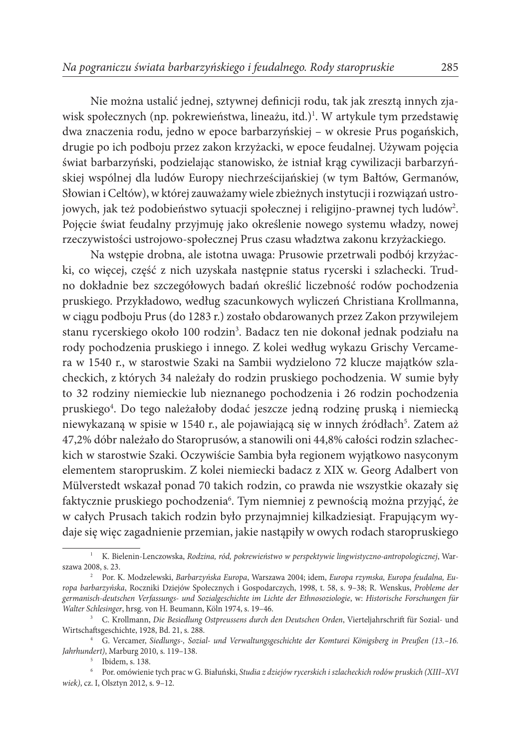Nie można ustalić jednej, sztywnej definicji rodu, tak jak zresztą innych zjawisk społecznych (np. pokrewieństwa, lineażu, itd.)[1]. W artykule tym przedstawię dwa znaczenia rodu, jedno w epoce barbarzyńskiej – w okresie Prus pogańskich, drugie po ich podboju przez zakon krzyżacki, w epoce feudalnej. Używam pojęcia świat barbarzyński, podzielając stanowisko, że istniał krąg cywilizacji barbarzyńskiej wspólnej dla ludów Europy niechrześcijańskiej (w tym Bałtów, Germanów, Słowian i Celtów), w której zauważamy wiele zbieżnych instytucji i rozwiązań ustrojowych, jak też podobieństwo sytuacji społecznej i religijno-prawnej tych ludów[2]. Pojęcie świat feudalny przyjmuję jako określenie nowego systemu władzy, nowej rzeczywistości ustrojowo-społecznej Prus czasu władztwa zakonu krzyżackiego.

Na wstępie drobna, ale istotna uwaga: Prusowie przetrwali podbój krzyżacki, co więcej, część z nich uzyskała następnie status rycerski i szlachecki. Trudno dokładnie bez szczegółowych badań określić liczebność rodów pochodzenia pruskiego. Przykładowo, według szacunkowych wyliczeń Christiana Krollmanna, w ciągu podboju Prus (do 1283 r.) zostało obdarowanych przez Zakon przywilejem stanu rycerskiego około 100 rodzin[3]. Badacz ten nie dokonał jednak podziału na rody pochodzenia pruskiego i innego. Z kolei według wykazu Grischy Vercamera w 1540 r., w starostwie Szaki na Sambii wydzielono 72 klucze majątków szlacheckich, z których 34 należały do rodzin pruskiego pochodzenia. W sumie były to 32 rodziny niemieckie lub nieznanego pochodzenia i 26 rodzin pochodzenia pruskiego[4]. Do tego należałoby dodać jeszcze jedną rodzinę pruską i niemiecką niewykazaną w spisie w 1540 r., ale pojawiającą się w innych źródłach[5]. Zatem aż 47,2% dóbr należało do Staroprusów, a stanowili oni 44,8% całości rodzin szlacheckich w starostwie Szaki. Oczywiście Sambia była regionem wyjątkowo nasyconym elementem staropruskim. Z kolei niemiecki badacz z XIX w. Georg Adalbert von Mülverstedt wskazał ponad 70 takich rodzin, co prawda nie wszystkie okazały się faktycznie pruskiego pochodzenia[6]. Tym niemniej z pewnością można przyjąć, że w całych Prusach takich rodzin było przynajmniej kilkadziesiąt. Frapującym wydaje się więc zagadnienie przemian, jakie nastąpiły w owych rodach staropruskiego

---

[1] K. Bielenin-Lenczowska, *Rodzina, ród, pokrewieństwo w perspektywie lingwistyczno-antropologicznej*, Warszawa 2008, s. 23.

[2] Por. K. Modzelewski, *Barbarzyńska Europa*, Warszawa 2004; idem, *Europa rzymska, Europa feudalna, Europa barbarzyńska*, Roczniki Dziejów Społecznych i Gospodarczych, 1998, t. 58, s. 9–38; R. Wenskus, *Probleme der germanisch-deutschen Verfassungs- und Sozialgeschichte im Lichte der Ethnosoziologie*, w: *Historische Forschungen für Walter Schlesinger*, hrsg. von H. Beumann, Köln 1974, s. 19–46.

[3] C. Krollmann, *Die Besiedlung Ostpreussens durch den Deutschen Orden*, Vierteljahrschrift für Sozial- und Wirtschaftsgeschichte, 1928, Bd. 21, s. 288.

[4] G. Vercamer, *Siedlungs-, Sozial- und Verwaltungsgeschichte der Komturei Königsberg in Preußen (13.–16. Jahrhundert)*, Marburg 2010, s. 119–138.

[5] Ibidem, s. 138.

[6] Por. omówienie tych prac w G. Białuński, *Studia z dziejów rycerskich i szlacheckich rodów pruskich (XIII–XVI wiek)*, cz. I, Olsztyn 2012, s. 9–12.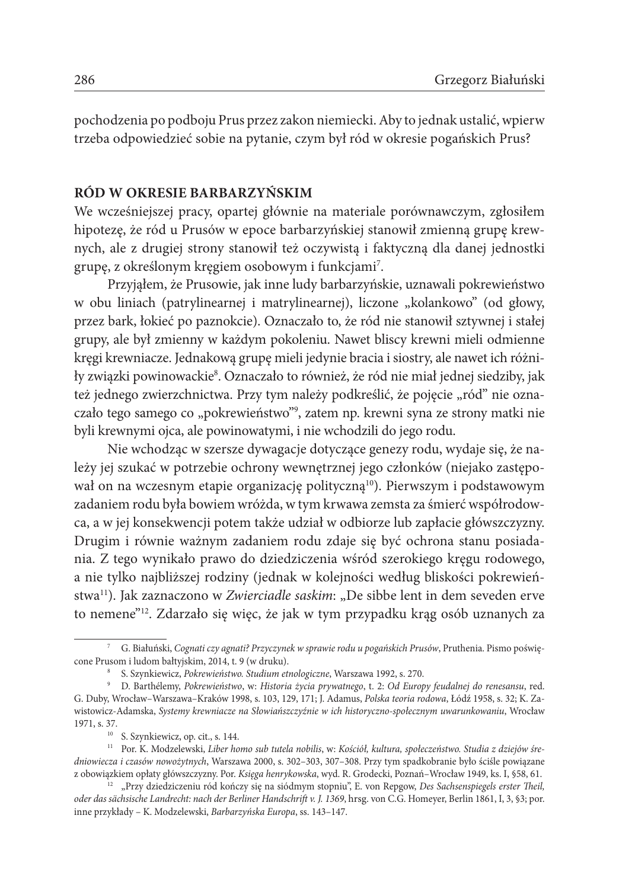pochodzenia po podboju Prus przez zakon niemiecki. Aby to jednak ustalić, wpierw trzeba odpowiedzieć sobie na pytanie, czym był ród w okresie pogańskich Prus?

## RÓD W OKRESIE BARBARZYŃSKIM

We wcześniejszej pracy, opartej głównie na materiale porównawczym, zgłosiłem hipotezę, że ród u Prusów w epoce barbarzyńskiej stanowił zmienną grupę krewnych, ale z drugiej strony stanowił też oczywistą i faktyczną dla danej jednostki grupę, z określonym kręgiem osobowym i funkcjami[7].

Przyjąłem, że Prusowie, jak inne ludy barbarzyńskie, uznawali pokrewieństwo w obu liniach (patrylinearnej i matrylinearnej), liczone „kolankowo" (od głowy, przez bark, łokieć po paznokcie). Oznaczało to, że ród nie stanowił sztywnej i stałej grupy, ale był zmienny w każdym pokoleniu. Nawet bliscy krewni mieli odmienne kręgi krewniacze. Jednakową grupę mieli jedynie bracia i siostry, ale nawet ich różniły związki powinowackie[8]. Oznaczało to również, że ród nie miał jednej siedziby, jak też jednego zwierzchnictwa. Przy tym należy podkreślić, że pojęcie „ród" nie oznaczało tego samego co „pokrewieństwo"[9], zatem np. krewni syna ze strony matki nie byli krewnymi ojca, ale powinowatymi, i nie wchodzili do jego rodu.

Nie wchodząc w szersze dywagacje dotyczące genezy rodu, wydaje się, że należy jej szukać w potrzebie ochrony wewnętrznej jego członków (niejako zastępował on na wczesnym etapie organizację polityczną[10]). Pierwszym i podstawowym zadaniem rodu była bowiem wróżda, w tym krwawa zemsta za śmierć współrodowca, a w jej konsekwencji potem także udział w odbiorze lub zapłacie główszczyzny. Drugim i równie ważnym zadaniem rodu zdaje się być ochrona stanu posiadania. Z tego wynikało prawo do dziedziczenia wśród szerokiego kręgu rodowego, a nie tylko najbliższej rodziny (jednak w kolejności według bliskości pokrewieństwa[11]). Jak zaznaczono w *Zwierciadle saskim*: „De sibbe lent in dem seveden erve to nemene"[12]. Zdarzało się więc, że jak w tym przypadku krąg osób uznanych za

---

[7] G. Białuński, *Cognati czy agnati? Przyczynek w sprawie rodu u pogańskich Prusów*, Pruthenia. Pismo poświęcone Prusom i ludom bałtyjskim, 2014, t. 9 (w druku).

[8] S. Szynkiewicz, *Pokrewieństwo. Studium etnologiczne*, Warszawa 1992, s. 270.

[9] D. Barthélemy, *Pokrewieństwo*, w: *Historia życia prywatnego*, t. 2: *Od Europy feudalnej do renesansu*, red. G. Duby, Wrocław–Warszawa–Kraków 1998, s. 103, 129, 171; J. Adamus, *Polska teoria rodowa*, Łódź 1958, s. 32; K. Zawistowicz-Adamska, *Systemy krewniacze na Słowiańszczyźnie w ich historyczno-społecznym uwarunkowaniu*, Wrocław 1971, s. 37.

[10] S. Szynkiewicz, op. cit., s. 144.

[11] Por. K. Modzelewski, *Liber homo sub tutela nobilis*, w: *Kościół, kultura, społeczeństwo. Studia z dziejów średniowiecza i czasów nowożytnych*, Warszawa 2000, s. 302–303, 307–308. Przy tym spadkobranie było ściśle powiązane z obowiązkiem opłaty główszczyzny. Por. *Księga henrykowska*, wyd. R. Grodecki, Poznań–Wrocław 1949, ks. I, §58, 61.

[12] „Przy dziedziczeniu ród kończy się na siódmym stopniu", E. von Repgow, *Des Sachsenspiegels erster Theil, oder das sächsische Landrecht: nach der Berliner Handschrift v. J. 1369*, hrsg. von C.G. Homeyer, Berlin 1861, I, 3, §3; por. inne przykłady – K. Modzelewski, *Barbarzyńska Europa*, ss. 143–147.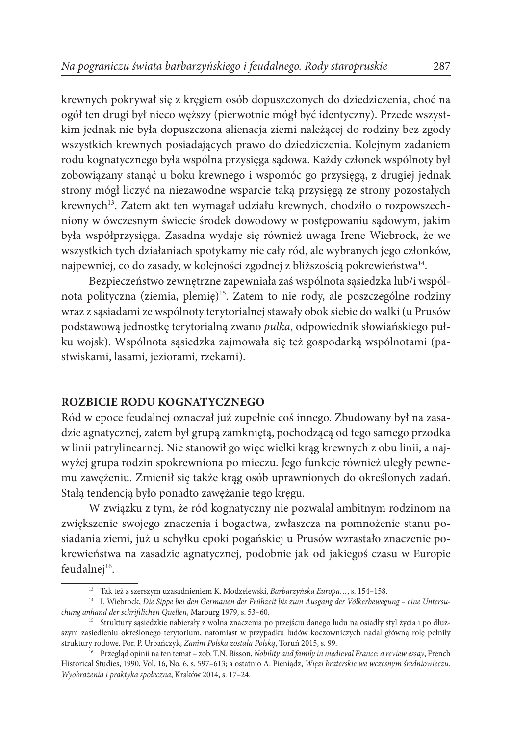krewnych pokrywał się z kręgiem osób dopuszczonych do dziedziczenia, choć na ogół ten drugi był nieco węższy (pierwotnie mógł być identyczny). Przede wszystkim jednak nie była dopuszczona alienacja ziemi należącej do rodziny bez zgody wszystkich krewnych posiadających prawo do dziedziczenia. Kolejnym zadaniem rodu kognatycznego była wspólna przysięga sądowa. Każdy członek wspólnoty był zobowiązany stanąć u boku krewnego i wspomóc go przysięgą, z drugiej jednak strony mógł liczyć na niezawodne wsparcie taką przysięgą ze strony pozostałych krewnych[13]. Zatem akt ten wymagał udziału krewnych, chodziło o rozpowszechniony w ówczesnym świecie środek dowodowy w postępowaniu sądowym, jakim była współprzysięga. Zasadna wydaje się również uwaga Irene Wiebrock, że we wszystkich tych działaniach spotykamy nie cały ród, ale wybranych jego członków, najpewniej, co do zasady, w kolejności zgodnej z bliższością pokrewieństwa[14].

Bezpieczeństwo zewnętrzne zapewniała zaś wspólnota sąsiedzka lub/i wspólnota polityczna (ziemia, plemię)[15]. Zatem to nie rody, ale poszczególne rodziny wraz z sąsiadami ze wspólnoty terytorialnej stawały obok siebie do walki (u Prusów podstawową jednostkę terytorialną zwano *pulka*, odpowiednik słowiańskiego pułku wojsk). Wspólnota sąsiedzka zajmowała się też gospodarką wspólnotami (pastwiskami, lasami, jeziorami, rzekami).

## ROZBICIE RODU KOGNATYCZNEGO

Ród w epoce feudalnej oznaczał już zupełnie coś innego. Zbudowany był na zasadzie agnatycznej, zatem był grupą zamkniętą, pochodzącą od tego samego przodka w linii patrylinearnej. Nie stanowił go więc wielki krąg krewnych z obu linii, a najwyżej grupa rodzin spokrewniona po mieczu. Jego funkcje również uległy pewnemu zawężeniu. Zmienił się także krąg osób uprawnionych do określonych zadań. Stałą tendencją było ponadto zawężanie tego kręgu.

W związku z tym, że ród kognatyczny nie pozwalał ambitnym rodzinom na zwiększenie swojego znaczenia i bogactwa, zwłaszcza na pomnożenie stanu posiadania ziemi, już u schyłku epoki pogańskiej u Prusów wzrastało znaczenie pokrewieństwa na zasadzie agnatycznej, podobnie jak od jakiegoś czasu w Europie feudalnej[16].

---

[13] Tak też z szerszym uzasadnieniem K. Modzelewski, *Barbarzyńska Europa…*, s. 154–158.

[14] I. Wiebrock, *Die Sippe bei den Germanen der Frühzeit bis zum Ausgang der Völkerbewegung – eine Untersuchung anhand der schriftlichen Quellen*, Marburg 1979, s. 53–60.

[15] Struktury sąsiedzkie nabierały z wolna znaczenia po przejściu danego ludu na osiadły styl życia i po dłuższym zasiedleniu określonego terytorium, natomiast w przypadku ludów koczowniczych nadal główną rolę pełniły struktury rodowe. Por. P. Urbańczyk, *Zanim Polska została Polską*, Toruń 2015, s. 99.

[16] Przegląd opinii na ten temat – zob. T.N. Bisson, *Nobility and family in medieval France: a review essay*, French Historical Studies, 1990, Vol. 16, No. 6, s. 597–613; a ostatnio A. Pieniądz, *Więzi braterskie we wczesnym średniowieczu. Wyobrażenia i praktyka społeczna*, Kraków 2014, s. 17–24.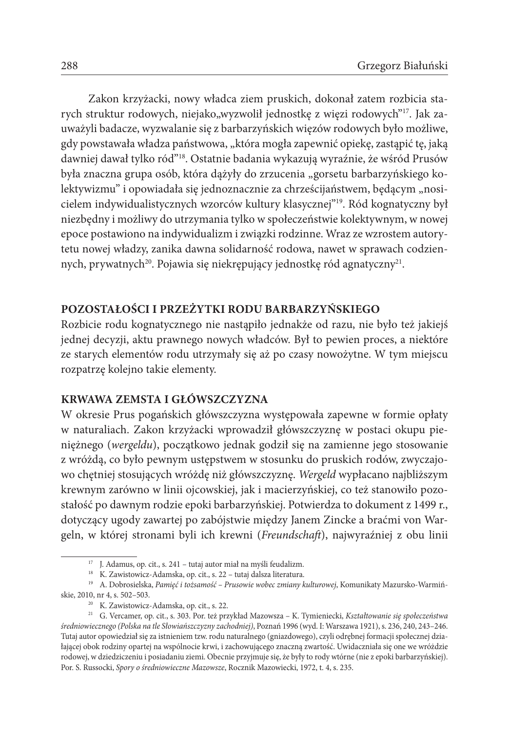Zakon krzyżacki, nowy władca ziem pruskich, dokonał zatem rozbicia starych struktur rodowych, niejako„wyzwolił jednostkę z więzi rodowych"[17]. Jak zauważyli badacze, wyzwalanie się z barbarzyńskich więzów rodowych było możliwe, gdy powstawała władza państwowa, „która mogła zapewnić opiekę, zastąpić tę, jaką dawniej dawał tylko ród"[18]. Ostatnie badania wykazują wyraźnie, że wśród Prusów była znaczna grupa osób, która dążyły do zrzucenia „gorsetu barbarzyńskiego kolektywizmu" i opowiadała się jednoznacznie za chrześcijaństwem, będącym „nosicielem indywidualistycznych wzorców kultury klasycznej"[19]. Ród kognatyczny był niezbędny i możliwy do utrzymania tylko w społeczeństwie kolektywnym, w nowej epoce postawiono na indywidualizm i związki rodzinne. Wraz ze wzrostem autorytetu nowej władzy, zanika dawna solidarność rodowa, nawet w sprawach codziennych, prywatnych[20]. Pojawia się niekrępujący jednostkę ród agnatyczny[21].

## POZOSTAŁOŚCI I PRZEŻYTKI RODU BARBARZYŃSKIEGO

Rozbicie rodu kognatycznego nie nastąpiło jednakże od razu, nie było też jakiejś jednej decyzji, aktu prawnego nowych władców. Był to pewien proces, a niektóre ze starych elementów rodu utrzymały się aż po czasy nowożytne. W tym miejscu rozpatrzę kolejno takie elementy.

## KRWAWA ZEMSTA I GŁÓWSZCZYZNA

W okresie Prus pogańskich główszczyzna występowała zapewne w formie opłaty w naturaliach. Zakon krzyżacki wprowadził główszczyznę w postaci okupu pieniężnego (*wergeldu*), początkowo jednak godził się na zamienne jego stosowanie z wróżdą, co było pewnym ustępstwem w stosunku do pruskich rodów, zwyczajowo chętniej stosujących wróżdę niż główszczyznę. *Wergeld* wypłacano najbliższym krewnym zarówno w linii ojcowskiej, jak i macierzyńskiej, co też stanowiło pozostałość po dawnym rodzie epoki barbarzyńskiej. Potwierdza to dokument z 1499 r., dotyczący ugody zawartej po zabójstwie między Janem Zincke a braćmi von Wargeln, w której stronami byli ich krewni (*Freundschaft*), najwyraźniej z obu linii

---

[17] J. Adamus, op. cit., s. 241 – tutaj autor miał na myśli feudalizm.

[18] K. Zawistowicz-Adamska, op. cit., s. 22 – tutaj dalsza literatura.

[19] A. Dobrosielska, *Pamięć i tożsamość – Prusowie wobec zmiany kulturowej*, Komunikaty Mazursko-Warmińskie, 2010, nr 4, s. 502–503.

[20] K. Zawistowicz-Adamska, op. cit., s. 22.

[21] G. Vercamer, op. cit., s. 303. Por. też przykład Mazowsza – K. Tymieniecki, *Kształtowanie się społeczeństwa średniowiecznego (Polska na tle Słowiańszczyzny zachodniej)*, Poznań 1996 (wyd. I: Warszawa 1921), s. 236, 240, 243–246. Tutaj autor opowiedział się za istnieniem tzw. rodu naturalnego (gniazdowego), czyli odrębnej formacji społecznej działającej obok rodziny opartej na wspólnocie krwi, i zachowującego znaczną zwartość. Uwidaczniała się one we wróżdzie rodowej, w dziedziczeniu i posiadaniu ziemi. Obecnie przyjmuje się, że były to rody wtórne (nie z epoki barbarzyńskiej). Por. S. Russocki, *Spory o średniowieczne Mazowsze*, Rocznik Mazowiecki, 1972, t. 4, s. 235.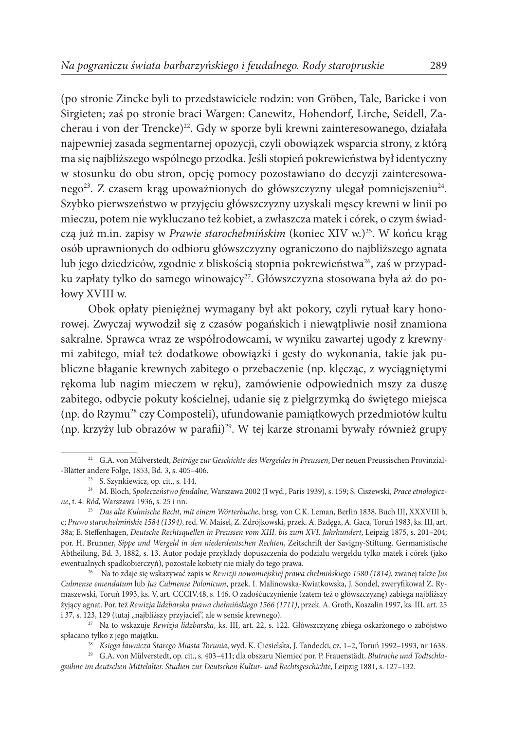(po stronie Zincke byli to przedstawiciele rodzin: von Gröben, Tale, Baricke i von Sirgieten; zaś po stronie braci Wargen: Canewitz, Hohendorf, Lirche, Seidell, Zacherau i von der Trencke)[22]. Gdy w sporze byli krewni zainteresowanego, działała najpewniej zasada segmentarnej opozycji, czyli obowiązek wsparcia strony, z którą ma się najbliższego wspólnego przodka. Jeśli stopień pokrewieństwa był identyczny w stosunku do obu stron, opcję pomocy pozostawiano do decyzji zainteresowanego[23]. Z czasem krąg upoważnionych do główszczyzny ulegał pomniejszeniu[24]. Szybko pierwszeństwo w przyjęciu główszczyzny uzyskali męscy krewni w linii po mieczu, potem nie wykluczano też kobiet, a zwłaszcza matek i córek, o czym świadczą już m.in. zapisy w *Prawie starochełmińskim* (koniec XIV w.)[25]. W końcu krąg osób uprawnionych do odbioru główszczyzny ograniczono do najbliższego agnata lub jego dziedziców, zgodnie z bliskością stopnia pokrewieństwa[26], zaś w przypadku zapłaty tylko do samego winowajcy[27]. Główszczyzna stosowana była aż do połowy XVIII w.

Obok opłaty pieniężnej wymagany był akt pokory, czyli rytuał kary honorowej. Zwyczaj wywodził się z czasów pogańskich i niewątpliwie nosił znamiona sakralne. Sprawca wraz ze współrodowcami, w wyniku zawartej ugody z krewnymi zabitego, miał też dodatkowe obowiązki i gesty do wykonania, takie jak publiczne błaganie krewnych zabitego o przebaczenie (np. klęcząc, z wyciągniętymi rękoma lub nagim mieczem w ręku), zamówienie odpowiednich mszy za duszę zabitego, odbycie pokuty kościelnej, udanie się z pielgrzymką do świętego miejsca (np. do Rzymu[28] czy Composteli), ufundowanie pamiątkowych przedmiotów kultu (np. krzyży lub obrazów w parafii)[29]. W tej karze stronami bywały również grupy

---

[22] G.A. von Mülverstedt, *Beiträge zur Geschichte des Wergeldes in Preussen*, Der neuen Preussischen Provinzial-Blätter andere Folge, 1853, Bd. 3, s. 405–406.

[23] S. Szynkiewicz, op. cit., s. 144.

[24] M. Bloch, *Społeczeństwo feudalne*, Warszawa 2002 (I wyd., Paris 1939), s. 159; S. Ciszewski, *Prace etnologiczne*, t. 4: *Ród*, Warszawa 1936, s. 25 i nn.

[25] *Das alte Kulmische Recht, mit einem Wörterbuche*, hrsg. von C.K. Leman, Berlin 1838, Buch III, XXXVIII b, c; *Prawo starochełmińskie 1584 (1394)*, red. W. Maisel, Z. Zdrójkowski, przek. A. Bzdęga, A. Gaca, Toruń 1983, ks. III, art. 38a; E. Steffenhagen, *Deutsche Rechtsquellen in Preussen vom XIII. bis zum XVI. Jahrhundert*, Leipzig 1875, s. 201–204; por. H. Brunner, *Sippe und Wergeld in den niederdeutschen Rechten*, Zeitschrift der Savigny-Stiftung. Germanistische Abtheilung, Bd. 3, 1882, s. 13. Autor podaje przykłady dopuszczenia do podziału wergeldu tylko matek i córek (jako ewentualnych spadkobierczyń), pozostałe kobiety nie miały do tego prawa.

[26] Na to zdaje się wskazywać zapis w *Rewizji nowomiejskiej prawa chełmińskiego 1580 (1814)*, zwanej także *Jus Culmense emendatum* lub *Jus Culmense Polonicum*, przek. I. Malinowska-Kwiatkowska, J. Sondel, zweryfikował Z. Rymaszewski, Toruń 1993, ks. V, art. CCCIV.48, s. 146. O zadośćuczynienie (zatem też o główszczyznę) zabiega najbliższy żyjący agnat. Por. też *Rewizja lidzbarska prawa chełmińskiego 1566 (1711)*, przek. A. Groth, Koszalin 1997, ks. III, art. 25 i 37, s. 123, 129 (tutaj „najbliższy przyjaciel", ale w sensie krewnego).

[27] Na to wskazuje *Rewizja lidzbarska*, ks. III, art. 22, s. 122. Główszczyznę zbiega oskarżonego o zabójstwo spłacano tylko z jego majątku.

[28] *Księga ławnicza Starego Miasta Torunia*, wyd. K. Ciesielska, J. Tandecki, cz. 1–2, Toruń 1992–1993, nr 1638.

[29] G.A. von Mülverstedt, op. cit., s. 403–411; dla obszaru Niemiec por. P. Frauenstädt, *Blutrache und Todtschlagsühne im deutschen Mittelalter. Studien zur Deutschen Kultur- und Rechtsgeschichte*, Leipzig 1881, s. 127–132.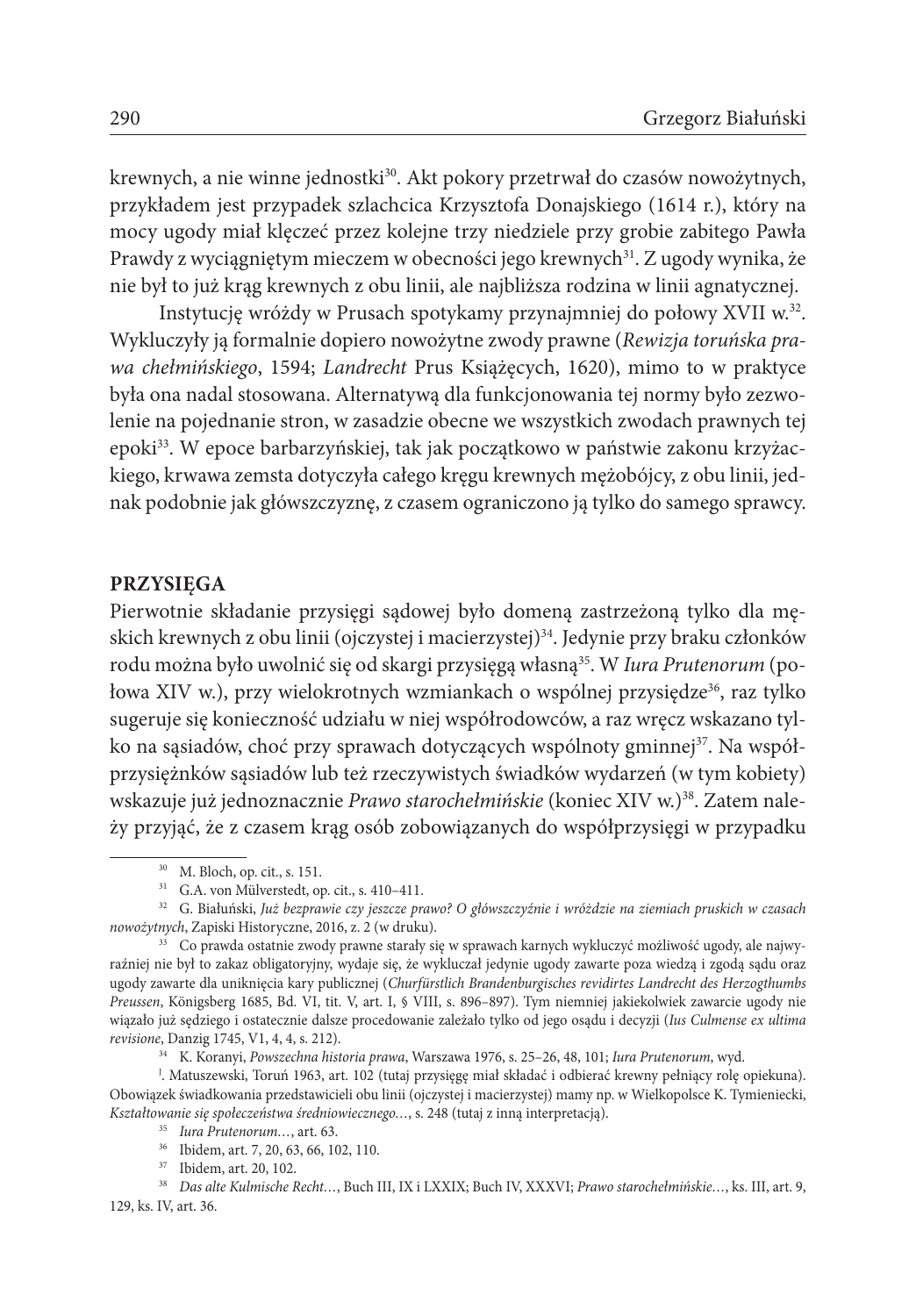krewnych, a nie winne jednostki[30]. Akt pokory przetrwał do czasów nowożytnych, przykładem jest przypadek szlachcica Krzysztofa Donajskiego (1614 r.), który na mocy ugody miał klęczeć przez kolejne trzy niedziele przy grobie zabitego Pawła Prawdy z wyciągniętym mieczem w obecności jego krewnych[31]. Z ugody wynika, że nie był to już krąg krewnych z obu linii, ale najbliższa rodzina w linii agnatycznej.

Instytucję wróżdy w Prusach spotykamy przynajmniej do połowy XVII w.[32]. Wykluczyły ją formalnie dopiero nowożytne zwody prawne (*Rewizja toruńska prawa chełmińskiego*, 1594; *Landrecht* Prus Książęcych, 1620), mimo to w praktyce była ona nadal stosowana. Alternatywą dla funkcjonowania tej normy było zezwolenie na pojednanie stron, w zasadzie obecne we wszystkich zwodach prawnych tej epoki[33]. W epoce barbarzyńskiej, tak jak początkowo w państwie zakonu krzyżackiego, krwawa zemsta dotyczyła całego kręgu krewnych mężobójcy, z obu linii, jednak podobnie jak główszczyznę, z czasem ograniczono ją tylko do samego sprawcy.

## PRZYSIĘGA

Pierwotnie składanie przysięgi sądowej było domeną zastrzeżoną tylko dla męskich krewnych z obu linii (ojczystej i macierzystej)[34]. Jedynie przy braku członków rodu można było uwolnić się od skargi przysięgą własną[35]. W *Iura Prutenorum* (połowa XIV w.), przy wielokrotnych wzmiankach o wspólnej przysiędze[36], raz tylko sugeruje się konieczność udziału w niej współrodowców, a raz wręcz wskazano tylko na sąsiadów, choć przy sprawach dotyczących wspólnoty gminnej[37]. Na współprzysiężnków sąsiadów lub też rzeczywistych świadków wydarzeń (w tym kobiety) wskazuje już jednoznacznie *Prawo starochełmińskie* (koniec XIV w.)[38]. Zatem należy przyjąć, że z czasem krąg osób zobowiązanych do współprzysięgi w przypadku

---

[30] M. Bloch, op. cit., s. 151.

[31] G.A. von Mülverstedt, op. cit., s. 410–411.

[32] G. Białuński, *Już bezprawie czy jeszcze prawo? O główszczyźnie i wróżdzie na ziemiach pruskich w czasach nowożytnych*, Zapiski Historyczne, 2016, z. 2 (w druku).

[33] Co prawda ostatnie zwody prawne starały się w sprawach karnych wykluczyć możliwość ugody, ale najwyraźniej nie był to zakaz obligatoryjny, wydaje się, że wykluczał jedynie ugody zawarte poza wiedzą i zgodą sądu oraz ugody zawarte dla uniknięcia kary publicznej (*Churfürstlich Brandenburgisches revidirtes Landrecht des Herzogthumbs Preussen*, Königsberg 1685, Bd. VI, tit. V, art. I, § VIII, s. 896–897). Tym niemniej jakiekolwiek zawarcie ugody nie wiązało już sędziego i ostatecznie dalsze procedowanie zależało tylko od jego osądu i decyzji (*Ius Culmense ex ultima revisione*, Danzig 1745, V1, 4, 4, s. 212).

[34] K. Koranyi, *Powszechna historia prawa*, Warszawa 1976, s. 25–26, 48, 101; *Iura Prutenorum*, wyd. J. Matuszewski, Toruń 1963, art. 102 (tutaj przysięgę miał składać i odbierać krewny pełniący rolę opiekuna). Obowiązek świadkowania przedstawicieli obu linii (ojczystej i macierzystej) mamy np. w Wielkopolsce K. Tymieniecki, *Kształtowanie się społeczeństwa średniowiecznego…*, s. 248 (tutaj z inną interpretacją).

[35] *Iura Prutenorum…*, art. 63.

[36] Ibidem, art. 7, 20, 63, 66, 102, 110.

[37] Ibidem, art. 20, 102.

[38] *Das alte Kulmische Recht…*, Buch III, IX i LXXIX; Buch IV, XXXVI; *Prawo starochełmińskie…*, ks. III, art. 9, 129, ks. IV, art. 36.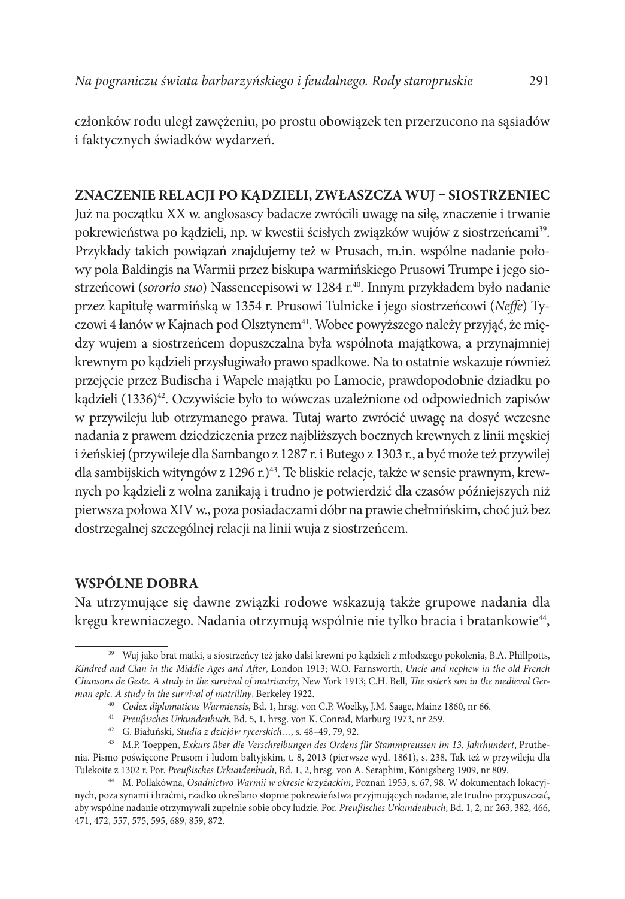członków rodu uległ zawężeniu, po prostu obowiązek ten przerzucono na sąsiadów i faktycznych świadków wydarzeń.

## ZNACZENIE RELACJI PO KĄDZIELI, ZWŁASZCZA WUJ – SIOSTRZENIEC

Już na początku XX w. anglosascy badacze zwrócili uwagę na siłę, znaczenie i trwanie pokrewieństwa po kądzieli, np. w kwestii ścisłych związków wujów z siostrzeńcami[39]. Przykłady takich powiązań znajdujemy też w Prusach, m.in. wspólne nadanie połowy pola Baldingis na Warmii przez biskupa warmińskiego Prusowi Trumpe i jego siostrzeńcowi (*sororio suo*) Nassencepisowi w 1284 r.[40]. Innym przykładem było nadanie przez kapitułę warmińską w 1354 r. Prusowi Tulnicke i jego siostrzeńcowi (*Neffe*) Tyczowi 4 łanów w Kajnach pod Olsztynem[41]. Wobec powyższego należy przyjąć, że między wujem a siostrzeńcem dopuszczalna była wspólnota majątkowa, a przynajmniej krewnym po kądzieli przysługiwało prawo spadkowe. Na to ostatnie wskazuje również przejęcie przez Budischa i Wapele majątku po Lamocie, prawdopodobnie dziadku po kądzieli (1336)[42]. Oczywiście było to wówczas uzależnione od odpowiednich zapisów w przywileju lub otrzymanego prawa. Tutaj warto zwrócić uwagę na dosyć wczesne nadania z prawem dziedziczenia przez najbliższych bocznych krewnych z linii męskiej i żeńskiej (przywileje dla Sambango z 1287 r. i Butego z 1303 r., a być może też przywilej dla sambijskich wityngów z 1296 r.)[43]. Te bliskie relacje, także w sensie prawnym, krewnych po kądzieli z wolna zanikają i trudno je potwierdzić dla czasów późniejszych niż pierwsza połowa XIV w., poza posiadaczami dóbr na prawie chełmińskim, choć już bez dostrzegalnej szczególnej relacji na linii wuja z siostrzeńcem.

## WSPÓLNE DOBRA

Na utrzymujące się dawne związki rodowe wskazują także grupowe nadania dla kręgu krewniaczego. Nadania otrzymują wspólnie nie tylko bracia i bratankowie[44],

---

[39] Wuj jako brat matki, a siostrzeńcy też jako dalsi krewni po kądzieli z młodszego pokolenia, B.A. Phillpotts, *Kindred and Clan in the Middle Ages and After*, London 1913; W.O. Farnsworth, *Uncle and nephew in the old French Chansons de Geste. A study in the survival of matriarchy*, New York 1913; C.H. Bell, *The sister's son in the medieval German epic. A study in the survival of matriliny*, Berkeley 1922.

[40] *Codex diplomaticus Warmiensis*, Bd. 1, hrsg. von C.P. Woelky, J.M. Saage, Mainz 1860, nr 66.

[41] *Preußisches Urkundenbuch*, Bd. 5, 1, hrsg. von K. Conrad, Marburg 1973, nr 259.

[42] G. Białuński, *Studia z dziejów rycerskich…*, s. 48–49, 79, 92.

[43] M.P. Toeppen, *Exkurs über die Verschreibungen des Ordens für Stammpreussen im 13. Jahrhundert*, Pruthenia. Pismo poświęcone Prusom i ludom bałtyjskim, t. 8, 2013 (pierwsze wyd. 1861), s. 238. Tak też w przywileju dla Tulekoite z 1302 r. Por. *Preußisches Urkundenbuch*, Bd. 1, 2, hrsg. von A. Seraphim, Königsberg 1909, nr 809.

[44] M. Pollakówna, *Osadnictwo Warmii w okresie krzyżackim*, Poznań 1953, s. 67, 98. W dokumentach lokacyjnych, poza synami i braćmi, rzadko określano stopnie pokrewieństwa przyjmujących nadanie, ale trudno przypuszczać, aby wspólne nadanie otrzymywali zupełnie sobie obcy ludzie. Por. *Preußisches Urkundenbuch*, Bd. 1, 2, nr 263, 382, 466, 471, 472, 557, 575, 595, 689, 859, 872.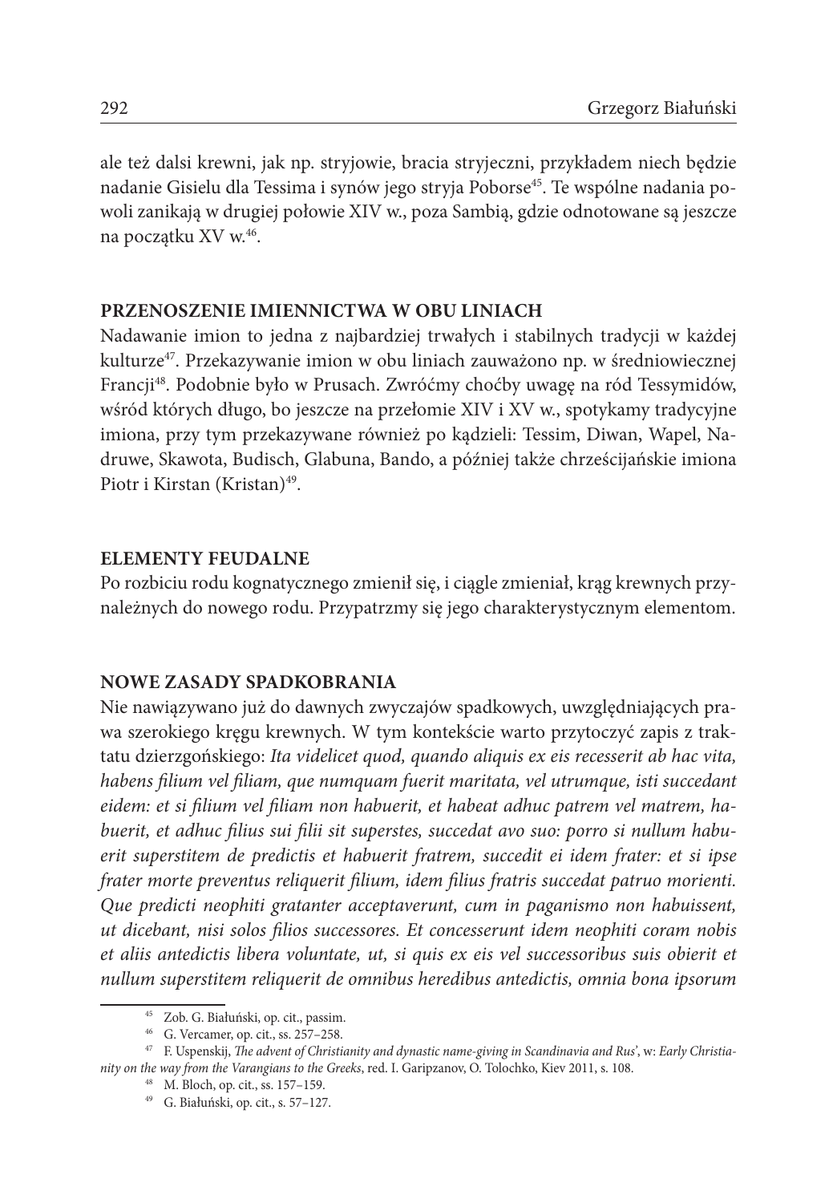ale też dalsi krewni, jak np. stryjowie, bracia stryjeczni, przykładem niech będzie nadanie Gisielu dla Tessima i synów jego stryja Poborse[45]. Te wspólne nadania powoli zanikają w drugiej połowie XIV w., poza Sambią, gdzie odnotowane są jeszcze na początku XV w.[46].

## PRZENOSZENIE IMIENNICTWA W OBU LINIACH

Nadawanie imion to jedna z najbardziej trwałych i stabilnych tradycji w każdej kulturze[47]. Przekazywanie imion w obu liniach zauważono np. w średniowiecznej Francji[48]. Podobnie było w Prusach. Zwróćmy choćby uwagę na ród Tessymidów, wśród których długo, bo jeszcze na przełomie XIV i XV w., spotykamy tradycyjne imiona, przy tym przekazywane również po kądzieli: Tessim, Diwan, Wapel, Nadruwe, Skawota, Budisch, Glabuna, Bando, a później także chrześcijańskie imiona Piotr i Kirstan (Kristan)[49].

## ELEMENTY FEUDALNE

Po rozbiciu rodu kognatycznego zmienił się, i ciągle zmieniał, krąg krewnych przynależnych do nowego rodu. Przypatrzmy się jego charakterystycznym elementom.

## NOWE ZASADY SPADKOBRANIA

Nie nawiązywano już do dawnych zwyczajów spadkowych, uwzględniających prawa szerokiego kręgu krewnych. W tym kontekście warto przytoczyć zapis z traktatu dzierzgońskiego: *Ita videlicet quod, quando aliquis ex eis recesserit ab hac vita, habens filium vel filiam, que numquam fuerit maritata, vel utrumque, isti succedant eidem: et si filium vel filiam non habuerit, et habeat adhuc patrem vel matrem, habuerit, et adhuc filius sui filii sit superstes, succedat avo suo: porro si nullum habuerit superstitem de predictis et habuerit fratrem, succedit ei idem frater: et si ipse frater morte preventus reliquerit filium, idem filius fratris succedat patruo morienti. Que predicti neophiti gratanter acceptaverunt, cum in paganismo non habuissent, ut dicebant, nisi solos filios successores. Et concesserunt idem neophiti coram nobis et aliis antedictis libera voluntate, ut, si quis ex eis vel successoribus suis obierit et nullum superstitem reliquerit de omnibus heredibus antedictis, omnia bona ipsorum*

---

[45] Zob. G. Białuński, op. cit., passim.

[46] G. Vercamer, op. cit., ss. 257–258.

[47] F. Uspenskij, *The advent of Christianity and dynastic name-giving in Scandinavia and Rus'*, w: *Early Christianity on the way from the Varangians to the Greeks*, red. I. Garipzanov, O. Tolochko, Kiev 2011, s. 108.

[48] M. Bloch, op. cit., ss. 157–159.

[49] G. Białuński, op. cit., s. 57–127.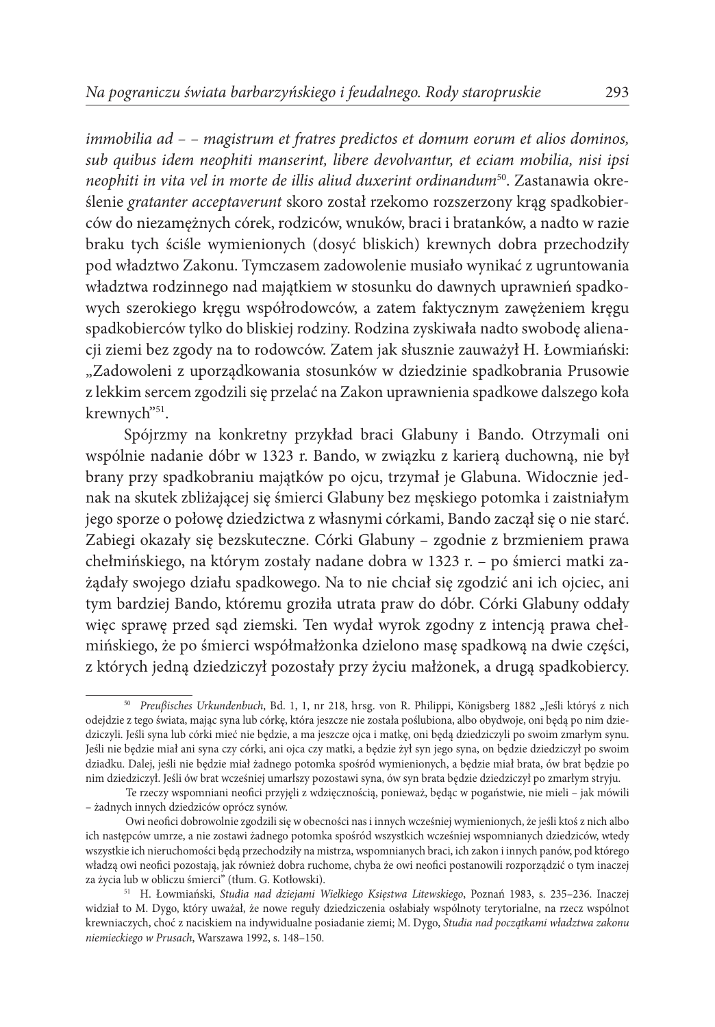*immobilia ad – – magistrum et fratres predictos et domum eorum et alios dominos, sub quibus idem neophiti manserint, libere devolvantur, et eciam mobilia, nisi ipsi neophiti in vita vel in morte de illis aliud duxerint ordinandum*[50]. Zastanawia określenie *grataner acceptaverunt* skoro został rzekomo rozszerzony krąg spadkobierców do niezamężnych córek, rodziców, wnuków, braci i bratanków, a nadto w razie braku tych ściśle wymienionych (dosyć bliskich) krewnych dobra przechodziły pod władztwo Zakonu. Tymczasem zadowolenie musiało wynikać z ugruntowania władztwa rodzinnego nad majątkiem w stosunku do dawnych uprawnień spadkowych szerokiego kręgu współrodowców, a zatem faktycznym zawężeniem kręgu spadkobierców tylko do bliskiej rodziny. Rodzina zyskiwała nadto swobodę alienacji ziemi bez zgody na to rodowców. Zatem jak słusznie zauważył H. Łowmiański: „Zadowoleni z uporządkowania stosunków w dziedzinie spadkobrania Prusowie z lekkim sercem zgodzili się przelać na Zakon uprawnienia spadkowe dalszego koła krewnych"[51].

Spójrzmy na konkretny przykład braci Glabuny i Bando. Otrzymali oni wspólnie nadanie dóbr w 1323 r. Bando, w związku z karierą duchowną, nie był brany przy spadkobraniu majątków po ojcu, trzymał je Glabuna. Widocznie jednak na skutek zbliżającej się śmierci Glabuny bez męskiego potomka i zaistniałym jego sporze o połowę dziedzictwa z własnymi córkami, Bando zaczął się o nie starć. Zabiegi okazały się bezskuteczne. Córki Glabuny – zgodnie z brzmieniem prawa chełmińskiego, na którym zostały nadane dobra w 1323 r. – po śmierci matki zażądały swojego działu spadkowego. Na to nie chciał się zgodzić ani ich ojciec, ani tym bardziej Bando, któremu groziła utrata praw do dóbr. Córki Glabuny oddały więc sprawę przed sąd ziemski. Ten wydał wyrok zgodny z intencją prawa chełmińskiego, że po śmierci współmałżonka dzielono masę spadkową na dwie części, z których jedną dziedziczył pozostały przy życiu małżonek, a drugą spadkobiercy.

---

[50] *Preußisches Urkundenbuch*, Bd. 1, 1, nr 218, hrsg. von R. Philippi, Königsberg 1882 „Jeśli któryś z nich odejdzie z tego świata, mając syna lub córkę, która jeszcze nie została poślubiona, albo obydwoje, oni będą po nim dziedziczyli. Jeśli syna lub córki mieć nie będzie, a ma jeszcze ojca i matkę, oni będą dziedziczyli po swoim zmarłym synu. Jeśli nie będzie miał ani syna czy córki, ani ojca czy matki, a będzie żył syn jego syna, on będzie dziedziczył po swoim dziadku. Dalej, jeśli nie będzie miał żadnego potomka spośród wymienionych, a będzie miał brata, ów brat będzie po nim dziedziczył. Jeśli ów brat wcześniej umarłszy pozostawi syna, ów syn brata będzie dziedziczył po zmarłym stryju.

Te rzeczy wspomniani neofici przyjęli z wdzięcznością, ponieważ, będąc w pogaństwie, nie mieli – jak mówili – żadnych innych dziedziców oprócz synów.

Owi neofici dobrowolnie zgodzili się w obecności nas i innych wcześniej wymienionych, że jeśli ktoś z nich albo ich następców umrze, a nie zostawi żadnego potomka spośród wszystkich wcześniej wspomnianych dziedziców, wtedy wszystkie ich nieruchomości będą przechodziły na mistrza, wspomnianych braci, ich zakon i innych panów, pod którego władzą owi neofici pozostają, jak również dobra ruchome, chyba że owi neofici postanowili rozporządzić o tym inaczej za życia lub w obliczu śmierci" (tłum. G. Kotłowski).

[51] H. Łowmiański, *Studia nad dziejami Wielkiego Księstwa Litewskiego*, Poznań 1983, s. 235–236. Inaczej widział to M. Dygo, który uważał, że nowe reguły dziedziczenia osłabiały wspólnoty terytorialne, na rzecz wspólnot krewniaczych, choć z naciskiem na indywidualne posiadanie ziemi; M. Dygo, *Studia nad początkami władztwa zakonu niemieckiego w Prusach*, Warszawa 1992, s. 148–150.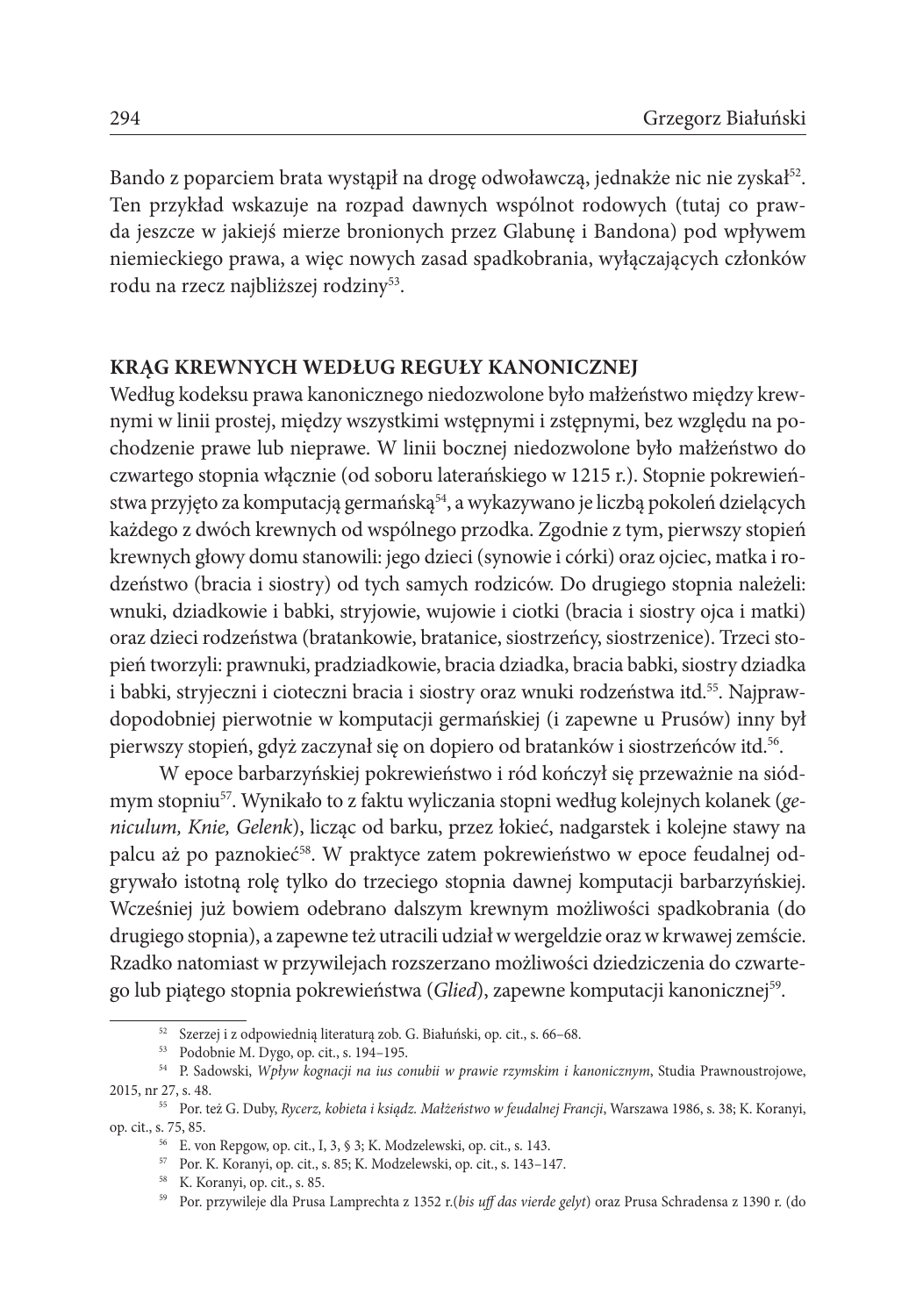Bando z poparciem brata wystąpił na drogę odwoławczą, jednakże nic nie zyskał[52]. Ten przykład wskazuje na rozpad dawnych wspólnot rodowych (tutaj co prawda jeszcze w jakiejś mierze bronionych przez Glabunę i Bandona) pod wpływem niemieckiego prawa, a więc nowych zasad spadkobrania, wyłączających członków rodu na rzecz najbliższej rodziny[53].

## KRĄG KREWNYCH WEDŁUG REGUŁY KANONICZNEJ

Według kodeksu prawa kanonicznego niedozwolone było małżeństwo między krewnymi w linii prostej, między wszystkimi wstępnymi i zstępnymi, bez względu na pochodzenie prawe lub nieprawe. W linii bocznej niedozwolone było małżeństwo do czwartego stopnia włącznie (od soboru laterańskiego w 1215 r.). Stopnie pokrewieństwa przyjęto za komputacją germańską[54], a wykazywano je liczbą pokoleń dzielących każdego z dwóch krewnych od wspólnego przodka. Zgodnie z tym, pierwszy stopień krewnych głowy domu stanowili: jego dzieci (synowie i córki) oraz ojciec, matka i rodzeństwo (bracia i siostry) od tych samych rodziców. Do drugiego stopnia należeli: wnuki, dziadkowie i babki, stryjowie, wujowie i ciotki (bracia i siostry ojca i matki) oraz dzieci rodzeństwa (bratankowie, bratanice, siostrzeńcy, siostrzenice). Trzeci stopień tworzyli: prawnuki, pradziadkowie, bracia dziadka, bracia babki, siostry dziadka i babki, stryjeczni i cioteczni bracia i siostry oraz wnuki rodzeństwa itd.[55]. Najprawdopodobniej pierwotnie w komputacji germańskiej (i zapewne u Prusów) inny był pierwszy stopień, gdyż zaczynał się on dopiero od bratanków i siostrzeńców itd.[56].

W epoce barbarzyńskiej pokrewieństwo i ród kończył się przeważnie na siódmym stopniu[57]. Wynikało to z faktu wyliczania stopni według kolejnych kolanek (*geniculum, Knie, Gelenk*), licząc od barku, przez łokieć, nadgarstek i kolejne stawy na palcu aż po paznokieć[58]. W praktyce zatem pokrewieństwo w epoce feudalnej odgrywało istotną rolę tylko do trzeciego stopnia dawnej komputacji barbarzyńskiej. Wcześniej już bowiem odebrano dalszym krewnym możliwości spadkobrania (do drugiego stopnia), a zapewne też utracili udział w wergeldzie oraz w krwawej zemście. Rzadko natomiast w przywilejach rozszerzano możliwości dziedziczenia do czwartego lub piątego stopnia pokrewieństwa (*Glied*), zapewne komputacji kanonicznej[59].

---

[52] Szerzej i z odpowiednią literaturą zob. G. Białuński, op. cit., s. 66–68.

[53] Podobnie M. Dygo, op. cit., s. 194–195.

[54] P. Sadowski, *Wpływ kognacji na ius conubii w prawie rzymskim i kanonicznym*, Studia Prawnoustrojowe, 2015, nr 27, s. 48.

[55] Por. też G. Duby, *Rycerz, kobieta i ksiądz. Małżeństwo w feudalnej Francji*, Warszawa 1986, s. 38; K. Koranyi, op. cit., s. 75, 85.

[56] E. von Repgow, op. cit., I, 3, § 3; K. Modzelewski, op. cit., s. 143.

[57] Por. K. Koranyi, op. cit., s. 85; K. Modzelewski, op. cit., s. 143–147.

[58] K. Koranyi, op. cit., s. 85.

[59] Por. przywileje dla Prusa Lamprechta z 1352 r.(*bis uff das vierde gelyt*) oraz Prusa Schradensa z 1390 r. (do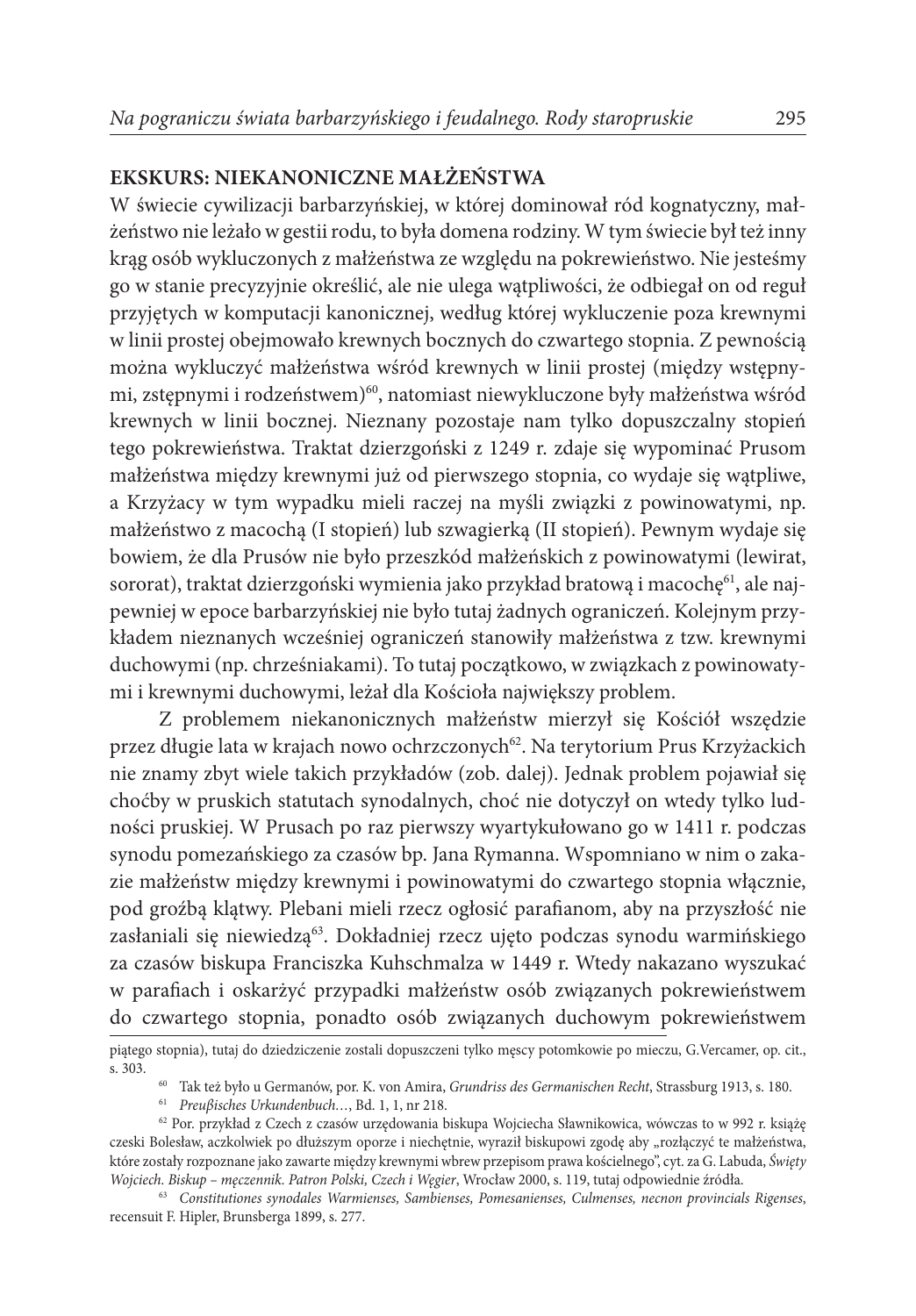## EKSKURS: NIEKANONICZNE MAŁŻEŃSTWA

W świecie cywilizacji barbarzyńskiej, w której dominował ród kognatyczny, małżeństwo nie leżało w gestii rodu, to była domena rodziny. W tym świecie był też inny krąg osób wykluczonych z małżeństwa ze względu na pokrewieństwo. Nie jesteśmy go w stanie precyzyjnie określić, ale nie ulega wątpliwości, że odbiegał on od reguł przyjętych w komputacji kanonicznej, według której wykluczenie poza krewnymi w linii prostej obejmowało krewnych bocznych do czwartego stopnia. Z pewnością można wykluczyć małżeństwa wśród krewnych w linii prostej (między wstępnymi, zstępnymi i rodzeństwem)[60], natomiast niewykluczone były małżeństwa wśród krewnych w linii bocznej. Nieznany pozostaje nam tylko dopuszczalny stopień tego pokrewieństwa. Traktat dzierzgoński z 1249 r. zdaje się wypominać Prusom małżeństwa między krewnymi już od pierwszego stopnia, co wydaje się wątpliwe, a Krzyżacy w tym wypadku mieli raczej na myśli związki z powinowatymi, np. małżeństwo z macochą (I stopień) lub szwagierką (II stopień). Pewnym wydaje się bowiem, że dla Prusów nie było przeszkód małżeńskich z powinowatymi (lewirat, sororat), traktat dzierzgoński wymienia jako przykład bratową i macochę[61], ale najpewniej w epoce barbarzyńskiej nie było tutaj żadnych ograniczeń. Kolejnym przykładem nieznanych wcześniej ograniczeń stanowiły małżeństwa z tzw. krewnymi duchowymi (np. chrześniakami). To tutaj początkowo, w związkach z powinowatymi i krewnymi duchowymi, leżał dla Kościoła największy problem.

Z problemem niekanonicznych małżeństw mierzył się Kościół wszędzie przez długie lata w krajach nowo ochrzczonych[62]. Na terytorium Prus Krzyżackich nie znamy zbyt wiele takich przykładów (zob. dalej). Jednak problem pojawiał się choćby w pruskich statutach synodalnych, choć nie dotyczył on wtedy tylko ludności pruskiej. W Prusach po raz pierwszy wyartykułowano go w 1411 r. podczas synodu pomezańskiego za czasów bp. Jana Rymanna. Wspomniano w nim o zakazie małżeństw między krewnymi i powinowatymi do czwartego stopnia włącznie, pod groźbą klątwy. Plebani mieli rzecz ogłosić parafianom, aby na przyszłość nie zasłaniali się niewiedzą[63]. Dokładniej rzecz ujęto podczas synodu warmińskiego za czasów biskupa Franciszka Kuhschmalza w 1449 r. Wtedy nakazano wyszukać w parafiach i oskarżyć przypadki małżeństw osób związanych pokrewieństwem do czwartego stopnia, ponadto osób związanych duchowym pokrewieństwem

---

piątego stopnia), tutaj do dziedziczenie zostali dopuszczeni tylko męscy potomkowie po mieczu, G.Vercamer, op. cit., s. 303.

[60] Tak też było u Germanów, por. K. von Amira, *Grundriss des Germanischen Recht*, Strassburg 1913, s. 180.

[61] *Preußisches Urkundenbuch…*, Bd. 1, 1, nr 218.

[62] Por. przykład z Czech z czasów urzędowania biskupa Wojciecha Sławnikowica, wówczas to w 992 r. książę czeski Bolesław, aczkolwiek po dłuższym oporze i niechętnie, wyraził biskupowi zgodę aby „rozłączyć te małżeństwa, które zostały rozpoznane jako zawarte między krewnymi wbrew przepisom prawa kościelnego", cyt. za G. Labuda, *Święty Wojciech. Biskup – męczennik. Patron Polski, Czech i Węgier*, Wrocław 2000, s. 119, tutaj odpowiednie źródła.

[63] *Constitutiones synodales Warmienses, Sambienses, Pomesanienses, Culmenses, necnon provincials Rigenses*, recensuit F. Hipler, Brunsberga 1899, s. 277.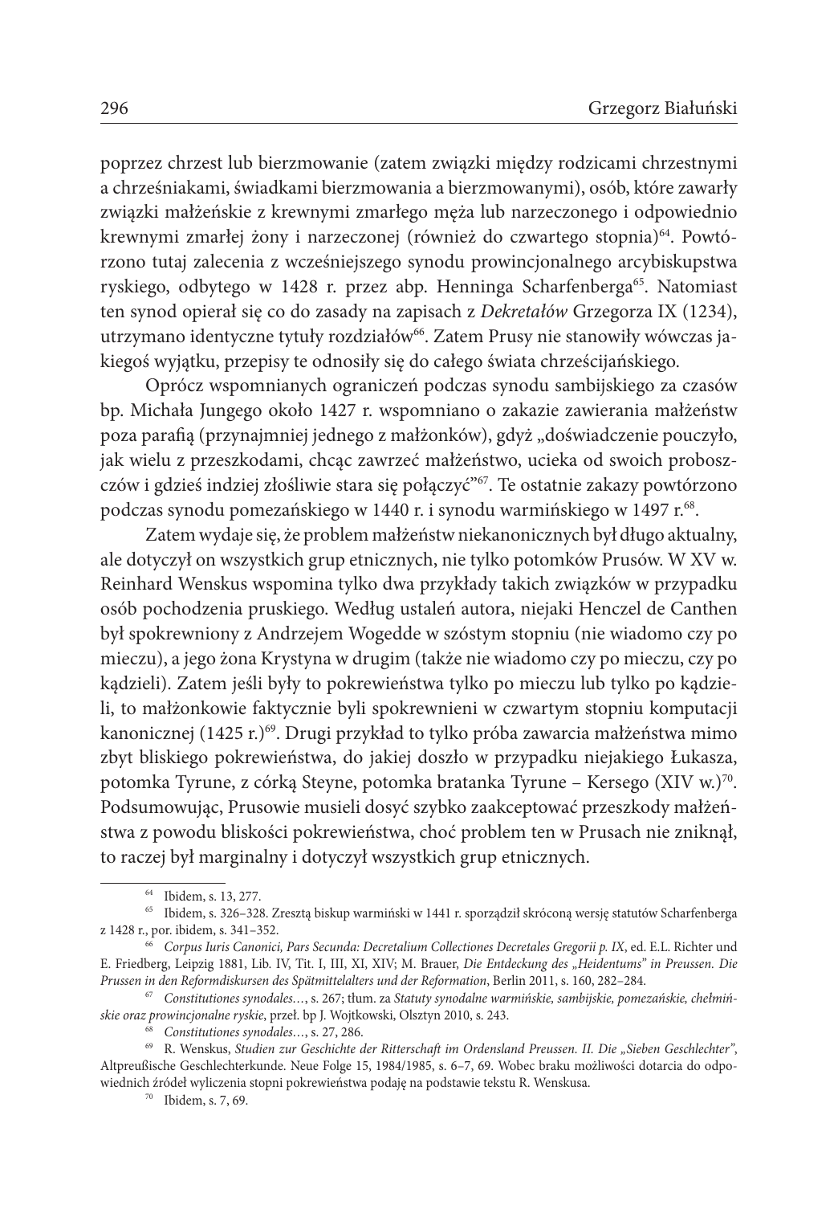poprzez chrzest lub bierzmowanie (zatem związki między rodzicami chrzestnymi a chrześniakami, świadkami bierzmowania a bierzmowanymi), osób, które zawarły związki małżeńskie z krewnymi zmarłego męża lub narzeczonego i odpowiednio krewnymi zmarłej żony i narzeczonej (również do czwartego stopnia)[64]. Powtórzono tutaj zalecenia z wcześniejszego synodu prowincjonalnego arcybiskupstwa ryskiego, odbytego w 1428 r. przez abp. Henninga Scharfenberga[65]. Natomiast ten synod opierał się co do zasady na zapisach z *Dekretałów* Grzegorza IX (1234), utrzymano identyczne tytuły rozdziałów[66]. Zatem Prusy nie stanowiły wówczas jakiegoś wyjątku, przepisy te odnosiły się do całego świata chrześcijańskiego.

Oprócz wspomnianych ograniczeń podczas synodu sambijskiego za czasów bp. Michała Jungego około 1427 r. wspomniano o zakazie zawierania małżeństw poza parafią (przynajmniej jednego z małżonków), gdyż „doświadczenie pouczyło, jak wielu z przeszkodami, chcąc zawrzeć małżeństwo, ucieka od swoich proboszczów i gdzieś indziej złośliwie stara się połączyć"[67]. Te ostatnie zakazy powtórzono podczas synodu pomezańskiego w 1440 r. i synodu warmińskiego w 1497 r.[68].

Zatem wydaje się, że problem małżeństw niekanonicznych był długo aktualny, ale dotyczył on wszystkich grup etnicznych, nie tylko potomków Prusów. W XV w. Reinhard Wenskus wspomina tylko dwa przykłady takich związków w przypadku osób pochodzenia pruskiego. Według ustaleń autora, niejaki Henczel de Canthen był spokrewniony z Andrzejem Wogedde w szóstym stopniu (nie wiadomo czy po mieczu), a jego żona Krystyna w drugim (także nie wiadomo czy po mieczu, czy po kądzieli). Zatem jeśli były to pokrewieństwa tylko po mieczu lub tylko po kądzieli, to małżonkowie faktycznie byli spokrewnieni w czwartym stopniu komputacji kanonicznej (1425 r.)[69]. Drugi przykład to tylko próba zawarcia małżeństwa mimo zbyt bliskiego pokrewieństwa, do jakiej doszło w przypadku niejakiego Łukasza, potomka Tyrune, z córką Steyne, potomka bratanka Tyrune – Kersego (XIV w.)[70]. Podsumowując, Prusowie musieli dosyć szybko zaakceptować przeszkody małżeństwa z powodu bliskości pokrewieństwa, choć problem ten w Prusach nie zniknął, to raczej był marginalny i dotyczył wszystkich grup etnicznych.

---

[64] Ibidem, s. 13, 277.

[65] Ibidem, s. 326–328. Zresztą biskup warmiński w 1441 r. sporządził skróconą wersję statutów Scharfenberga z 1428 r., por. ibidem, s. 341–352.

[66] *Corpus Iuris Canonici, Pars Secunda: Decretalium Collectiones Decretales Gregorii p. IX*, ed. E.L. Richter und E. Friedberg, Leipzig 1881, Lib. IV, Tit. I, III, XI, XIV; M. Brauer, *Die Entdeckung des „Heidentums" in Preussen. Die Prussen in den Reformdiskursen des Spätmittelalters und der Reformation*, Berlin 2011, s. 160, 282–284.

[67] *Constitutiones synodales…*, s. 267; tłum. za *Statuty synodalne warmińskie, sambijskie, pomezańskie, chełmińskie oraz prowincjonalne ryskie*, przeł. bp J. Wojtkowski, Olsztyn 2010, s. 243.

[68] *Constitutiones synodales…*, s. 27, 286.

[69] R. Wenskus, *Studien zur Geschichte der Ritterschaft im Ordensland Preussen. II. Die „Sieben Geschlechter"*, Altpreußische Geschlechterkunde. Neue Folge 15, 1984/1985, s. 6–7, 69. Wobec braku możliwości dotarcia do odpowiednich źródeł wyliczenia stopni pokrewieństwa podaję na podstawie tekstu R. Wenskusa.

[70] Ibidem, s. 7, 69.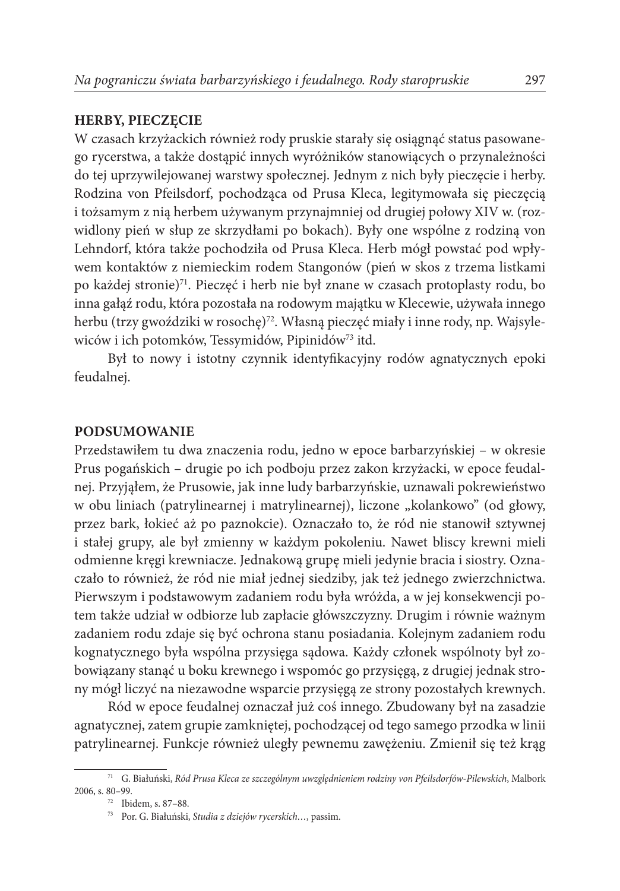## HERBY, PIECZĘCIE

W czasach krzyżackich również rody pruskie starały się osiągnąć status pasowanego rycerstwa, a także dostąpić innych wyróżników stanowiących o przynależności do tej uprzywilejowanej warstwy społecznej. Jednym z nich były pieczęcie i herby. Rodzina von Pfeilsdorf, pochodząca od Prusa Kleca, legitymowała się pieczęcią i tożsamym z nią herbem używanym przynajmniej od drugiej połowy XIV w. (rozwidlony pień w słup ze skrzydłami po bokach). Były one wspólne z rodziną von Lehndorf, która także pochodziła od Prusa Kleca. Herb mógł powstać pod wpływem kontaktów z niemieckim rodem Stangonów (pień w skos z trzema listkami po każdej stronie)[71]. Pieczęć i herb nie był znane w czasach protoplasty rodu, bo inna gałąź rodu, która pozostała na rodowym majątku w Klecewie, używała innego herbu (trzy gwoździki w rosochę)[72]. Własną pieczęć miały i inne rody, np. Wajsylewiców i ich potomków, Tessymidów, Pipinidów[73] itd.

Był to nowy i istotny czynnik identyfikacyjny rodów agnatycznych epoki feudalnej.

## PODSUMOWANIE

Przedstawiłem tu dwa znaczenia rodu, jedno w epoce barbarzyńskiej – w okresie Prus pogańskich – drugie po ich podboju przez zakon krzyżacki, w epoce feudalnej. Przyjąłem, że Prusowie, jak inne ludy barbarzyńskie, uznawali pokrewieństwo w obu liniach (patrylinearnej i matrylinearnej), liczone „kolankowo" (od głowy, przez bark, łokieć aż po paznokcie). Oznaczało to, że ród nie stanowił sztywnej i stałej grupy, ale był zmienny w każdym pokoleniu. Nawet bliscy krewni mieli odmienne kręgi krewniacze. Jednakową grupę mieli jedynie bracia i siostry. Oznaczało to również, że ród nie miał jednej siedziby, jak też jednego zwierzchnictwa. Pierwszym i podstawowym zadaniem rodu była wróżda, a w jej konsekwencji potem także udział w odbiorze lub zapłacie główszczyzny. Drugim i równie ważnym zadaniem rodu zdaje się być ochrona stanu posiadania. Kolejnym zadaniem rodu kognatycznego była wspólna przysięga sądowa. Każdy członek wspólnoty był zobowiązany stanąć u boku krewnego i wspomóc go przysięgą, z drugiej jednak strony mógł liczyć na niezawodne wsparcie przysięgą ze strony pozostałych krewnych.

Ród w epoce feudalnej oznaczał już coś innego. Zbudowany był na zasadzie agnatycznej, zatem grupie zamkniętej, pochodzącej od tego samego przodka w linii patrylinearnej. Funkcje również uległy pewnemu zawężeniu. Zmienił się też krąg

---

[71] G. Białuński, *Ród Prusa Kleca ze szczególnym uwzględnieniem rodziny von Pfeilsdorfów-Pilewskich*, Malbork 2006, s. 80–99.

[72] Ibidem, s. 87–88.

[73] Por. G. Białuński, *Studia z dziejów rycerskich*…, passim.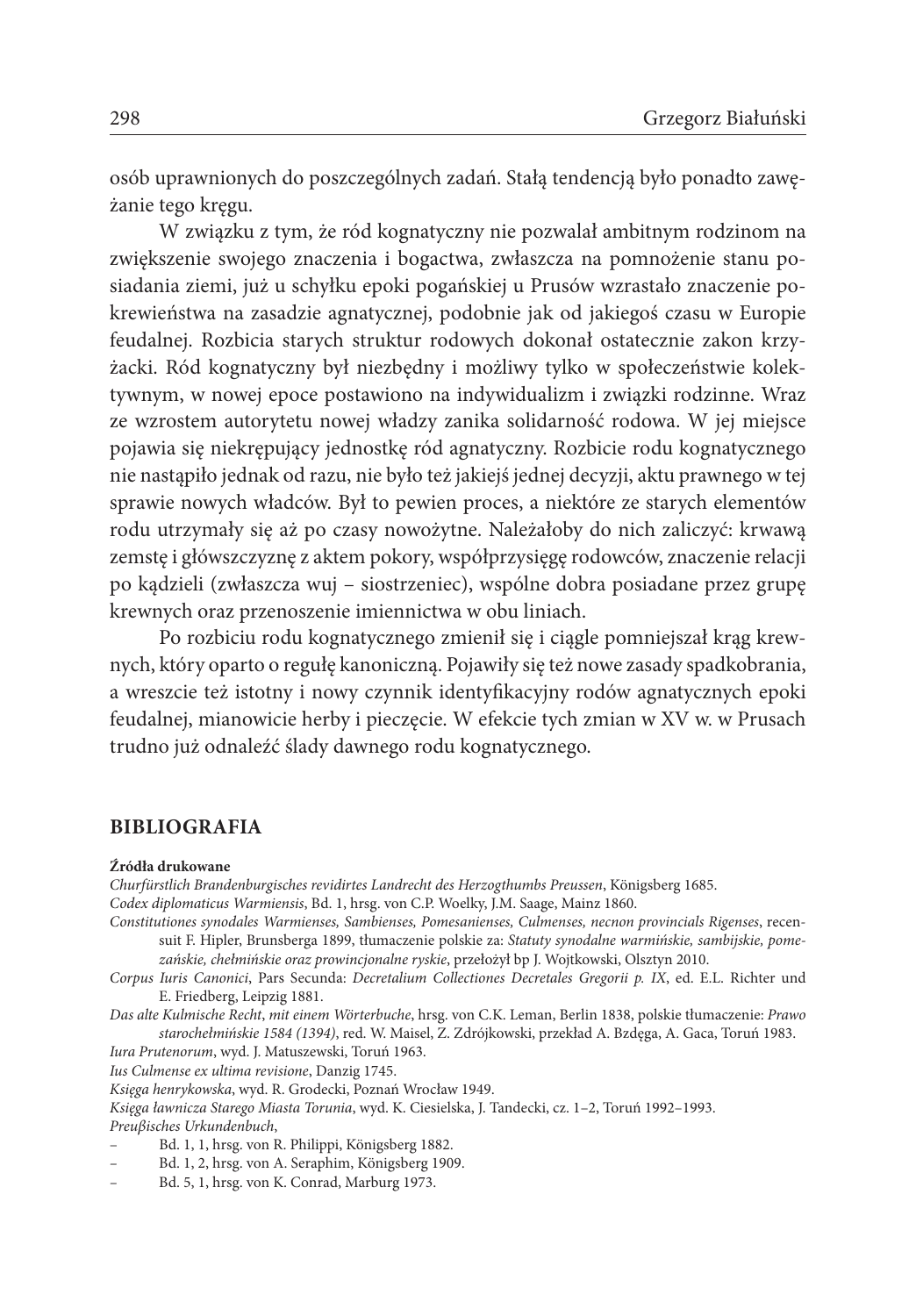osób uprawnionych do poszczególnych zadań. Stałą tendencją było ponadto zawężanie tego kręgu.

W związku z tym, że ród kognatyczny nie pozwalał ambitnym rodzinom na zwiększenie swojego znaczenia i bogactwa, zwłaszcza na pomnożenie stanu posiadania ziemi, już u schyłku epoki pogańskiej u Prusów wzrastało znaczenie pokrewieństwa na zasadzie agnatycznej, podobnie jak od jakiegoś czasu w Europie feudalnej. Rozbicia starych struktur rodowych dokonał ostatecznie zakon krzyżacki. Ród kognatyczny był niezbędny i możliwy tylko w społeczeństwie kolektywnym, w nowej epoce postawiono na indywidualizm i związki rodzinne. Wraz ze wzrostem autorytetu nowej władzy zanika solidarność rodowa. W jej miejsce pojawia się niekrępujący jednostkę ród agnatyczny. Rozbicie rodu kognatycznego nie nastąpiło jednak od razu, nie było też jakiejś jednej decyzji, aktu prawnego w tej sprawie nowych władców. Był to pewien proces, a niektóre ze starych elementów rodu utrzymały się aż po czasy nowożytne. Należałoby do nich zaliczyć: krwawą zemstę i główszczyznę z aktem pokory, współprzysięgę rodowców, znaczenie relacji po kądzieli (zwłaszcza wuj – siostrzeniec), wspólne dobra posiadane przez grupę krewnych oraz przenoszenie imiennictwa w obu liniach.

Po rozbiciu rodu kognatycznego zmienił się i ciągle pomniejszał krąg krewnych, który oparto o regułę kanoniczną. Pojawiły się też nowe zasady spadkobrania, a wreszcie też istotny i nowy czynnik identyfikacyjny rodów agnatycznych epoki feudalnej, mianowicie herby i pieczęcie. W efekcie tych zmian w XV w. w Prusach trudno już odnaleźć ślady dawnego rodu kognatycznego.

## BIBLIOGRAFIA

**Źródła drukowane**

*Churfürstlich Brandenburgisches revidirtes Landrecht des Herzogthumbs Preussen*, Königsberg 1685.

*Codex diplomaticus Warmiensis*, Bd. 1, hrsg. von C.P. Woelky, J.M. Saage, Mainz 1860.

*Constitutiones synodales Warmienses, Sambienses, Pomesanienses, Culmenses, necnon provincials Rigenses*, recensuit F. Hipler, Brunsberga 1899, tłumaczenie polskie za: *Statuty synodalne warmińskie, sambijskie, pomezańskie, chełmińskie oraz prowincjonalne ryskie*, przełożył bp J. Wojtkowski, Olsztyn 2010.

*Corpus Iuris Canonici*, Pars Secunda: *Decretalium Collectiones Decretales Gregorii p. IX*, ed. E.L. Richter und E. Friedberg, Leipzig 1881.

*Das alte Kulmische Recht*, *mit einem Wörterbuche*, hrsg. von C.K. Leman, Berlin 1838, polskie tłumaczenie: *Prawo starochełmińskie 1584 (1394)*, red. W. Maisel, Z. Zdrójkowski, przekład A. Bzdęga, A. Gaca, Toruń 1983.

*Iura Prutenorum*, wyd. J. Matuszewski, Toruń 1963.

*Ius Culmense ex ultima revisione*, Danzig 1745.

*Księga henrykowska*, wyd. R. Grodecki, Poznań Wrocław 1949.

*Księga ławnicza Starego Miasta Torunia*, wyd. K. Ciesielska, J. Tandecki, cz. 1–2, Toruń 1992–1993.

*Preuβisches Urkundenbuch*,

- Bd. 1, 1, hrsg. von R. Philippi, Königsberg 1882.
- Bd. 1, 2, hrsg. von A. Seraphim, Königsberg 1909.
- Bd. 5, 1, hrsg. von K. Conrad, Marburg 1973.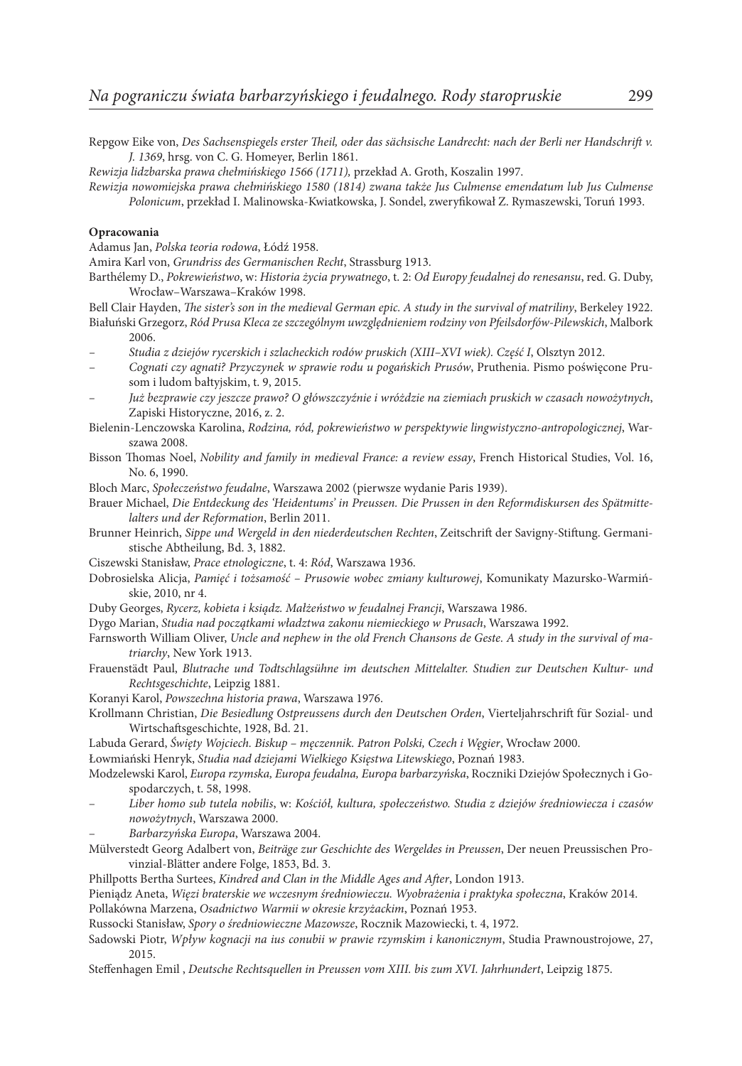Repgow Eike von, *Des Sachsenspiegels erster Theil, oder das sächsische Landrecht: nach der Berli ner Handschrift v. J. 1369*, hrsg. von C. G. Homeyer, Berlin 1861.

*Rewizja lidzbarska prawa chełmińskiego 1566 (1711),* przekład A. Groth, Koszalin 1997.

*Rewizja nowomiejska prawa chełmińskiego 1580 (1814) zwana także Jus Culmense emendatum lub Jus Culmense Polonicum*, przekład I. Malinowska-Kwiatkowska, J. Sondel, zweryfikował Z. Rymaszewski, Toruń 1993.

**Opracowania**

Adamus Jan, *Polska teoria rodowa*, Łódź 1958.

Amira Karl von, *Grundriss des Germanischen Recht*, Strassburg 1913.

Barthélemy D., *Pokrewieństwo*, w: *Historia życia prywatnego*, t. 2: *Od Europy feudalnej do renesansu*, red. G. Duby, Wrocław–Warszawa–Kraków 1998.

Bell Clair Hayden, *The sister's son in the medieval German epic. A study in the survival of matriliny*, Berkeley 1922.

Białuński Grzegorz, *Ród Prusa Kleca ze szczególnym uwzględnieniem rodziny von Pfeilsdorfów-Pilewskich*, Malbork 2006.

– *Studia z dziejów rycerskich i szlacheckich rodów pruskich (XIII–XVI wiek). Część I*, Olsztyn 2012.

– *Cognati czy agnati? Przyczynek w sprawie rodu u pogańskich Prusów*, Pruthenia. Pismo poświęcone Prusom i ludom bałtyjskim, t. 9, 2015.

– *Już bezprawie czy jeszcze prawo? O główszczyźnie i wróżdzie na ziemiach pruskich w czasach nowożytnych*, Zapiski Historyczne, 2016, z. 2.

Bielenin-Lenczowska Karolina, *Rodzina, ród, pokrewieństwo w perspektywie lingwistyczno-antropologicznej*, Warszawa 2008.

Bisson Thomas Noel, *Nobility and family in medieval France: a review essay*, French Historical Studies, Vol. 16, No. 6, 1990.

Bloch Marc, *Społeczeństwo feudalne*, Warszawa 2002 (pierwsze wydanie Paris 1939).

Brauer Michael, *Die Entdeckung des 'Heidentums' in Preussen. Die Prussen in den Reformdiskursen des Spätmittelalters und der Reformation*, Berlin 2011.

Brunner Heinrich, *Sippe und Wergeld in den niederdeutschen Rechten*, Zeitschrift der Savigny-Stiftung. Germanistische Abtheilung, Bd. 3, 1882.

Ciszewski Stanisław, *Prace etnologiczne*, t. 4: *Ród*, Warszawa 1936.

Dobrosielska Alicja, *Pamięć i tożsamość – Prusowie wobec zmiany kulturowej*, Komunikaty Mazursko-Warmińskie, 2010, nr 4.

Duby Georges, *Rycerz, kobieta i ksiądz. Małżeństwo w feudalnej Francji*, Warszawa 1986.

Dygo Marian, *Studia nad początkami władztwa zakonu niemieckiego w Prusach*, Warszawa 1992.

Farnsworth William Oliver, *Uncle and nephew in the old French Chansons de Geste. A study in the survival of matriarchy*, New York 1913.

Frauenstädt Paul, *Blutrache und Todtschlagsühne im deutschen Mittelalter. Studien zur Deutschen Kultur- und Rechtsgeschichte*, Leipzig 1881.

Koranyi Karol, *Powszechna historia prawa*, Warszawa 1976.

Krollmann Christian, *Die Besiedlung Ostpreussens durch den Deutschen Orden*, Vierteljahrschrift für Sozial- und Wirtschaftsgeschichte, 1928, Bd. 21.

Labuda Gerard, *Święty Wojciech. Biskup – męczennik. Patron Polski, Czech i Węgier*, Wrocław 2000.

Łowmiański Henryk, *Studia nad dziejami Wielkiego Księstwa Litewskiego*, Poznań 1983.

Modzelewski Karol, *Europa rzymska, Europa feudalna, Europa barbarzyńska*, Roczniki Dziejów Społecznych i Gospodarczych, t. 58, 1998.

– *Liber homo sub tutela nobilis*, w: *Kościół, kultura, społeczeństwo. Studia z dziejów średniowiecza i czasów nowożytnych*, Warszawa 2000.

– *Barbarzyńska Europa*, Warszawa 2004.

Mülverstedt Georg Adalbert von, *Beiträge zur Geschichte des Wergeldes in Preussen*, Der neuen Preussischen Provinzial-Blätter andere Folge, 1853, Bd. 3.

Phillpotts Bertha Surtees, *Kindred and Clan in the Middle Ages and After*, London 1913.

Pieniądz Aneta, *Więzi braterskie we wczesnym średniowieczu. Wyobrażenia i praktyka społeczna*, Kraków 2014.

Pollakówna Marzena, *Osadnictwo Warmii w okresie krzyżackim*, Poznań 1953.

Russocki Stanisław, *Spory o średniowieczne Mazowsze*, Rocznik Mazowiecki, t. 4, 1972.

Sadowski Piotr, *Wpływ kognacji na ius conubii w prawie rzymskim i kanonicznym*, Studia Prawnoustrojowe, 27, 2015.

Steffenhagen Emil , *Deutsche Rechtsquellen in Preussen vom XIII. bis zum XVI. Jahrhundert*, Leipzig 1875.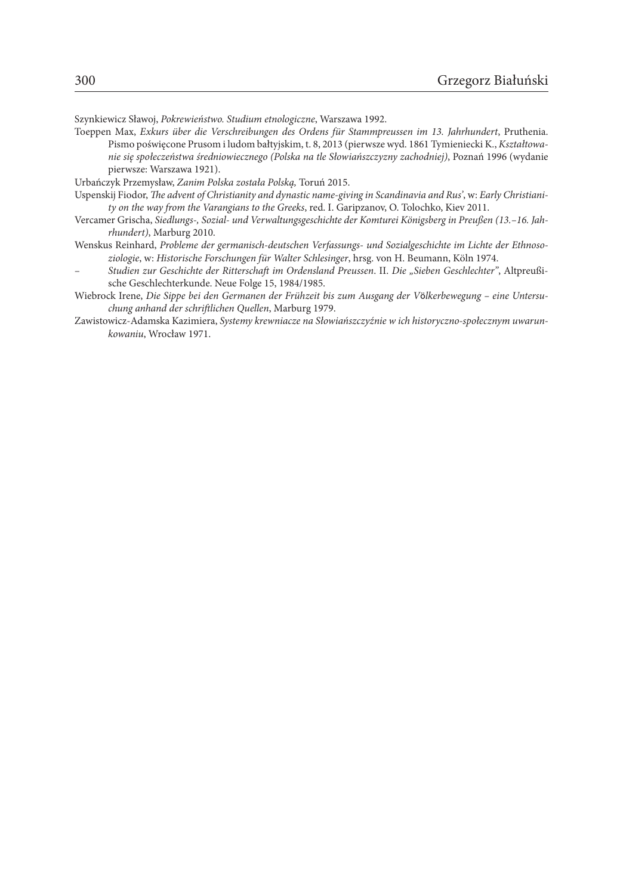Szynkiewicz Sławoj, *Pokrewieństwo. Studium etnologiczne*, Warszawa 1992.

Toeppen Max, *Exkurs über die Verschreibungen des Ordens für Stammpreussen im 13. Jahrhundert*, Pruthenia. Pismo poświęcone Prusom i ludom bałtyjskim, t. 8, 2013 (pierwsze wyd. 1861 Tymieniecki K., *Kształtowanie się społeczeństwa średniowiecznego (Polska na tle Słowiańszczyzny zachodniej)*, Poznań 1996 (wydanie pierwsze: Warszawa 1921).

Urbańczyk Przemysław, *Zanim Polska została Polską,* Toruń 2015.

Uspenskij Fiodor, *The advent of Christianity and dynastic name-giving in Scandinavia and Rus'*, w: *Early Christianity on the way from the Varangians to the Greeks*, red. I. Garipzanov, O. Tolochko, Kiev 2011.

Vercamer Grischa, *Siedlungs-, Sozial- und Verwaltungsgeschichte der Komturei Königsberg in Preußen (13.–16. Jahrhundert)*, Marburg 2010.

Wenskus Reinhard, *Probleme der germanisch-deutschen Verfassungs- und Sozialgeschichte im Lichte der Ethnosoziologie*, w: *Historische Forschungen für Walter Schlesinger*, hrsg. von H. Beumann, Köln 1974.

– *Studien zur Geschichte der Ritterschaft im Ordensland Preussen*. II. *Die „Sieben Geschlechter"*, Altpreußische Geschlechterkunde. Neue Folge 15, 1984/1985.

Wiebrock Irene, *Die Sippe bei den Germanen der Frühzeit bis zum Ausgang der Völkerbewegung – eine Untersuchung anhand der schriftlichen Quellen*, Marburg 1979.

Zawistowicz-Adamska Kazimiera, *Systemy krewniacze na Słowiańszczyźnie w ich historyczno-społecznym uwarunkowaniu*, Wrocław 1971.